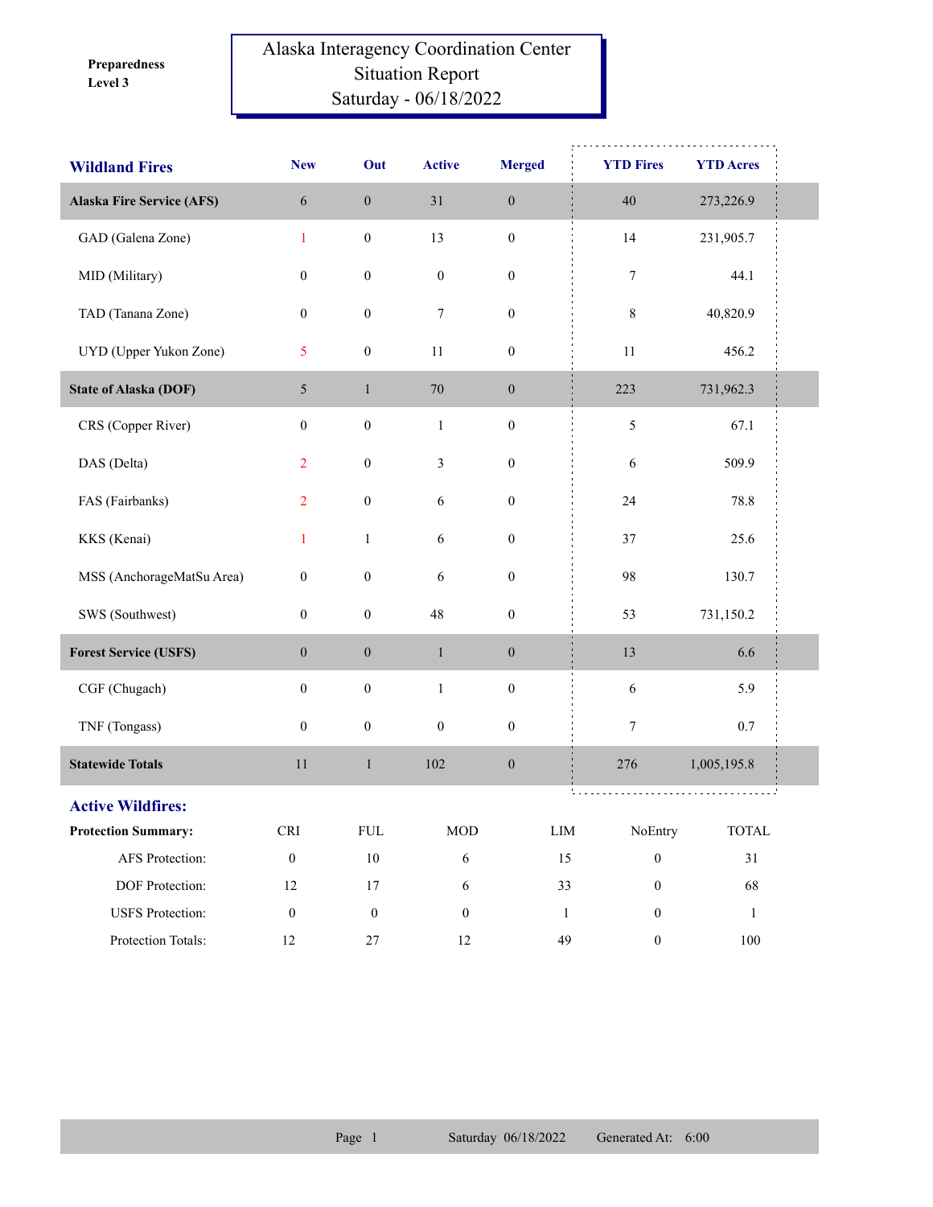Preparedness Level 3

# Alaska Interagency Coordination Center Situation Report Saturday - 06/18/2022

| Wildland Fires | New | Out | Active | Merged | YTD Fires | YTD Acres |
|---|---|---|---|---|---|---|
| **Alaska Fire Service (AFS)** | 6 | 0 | 31 | 0 | 40 | 273,226.9 |
| GAD (Galena Zone) | 1 | 0 | 13 | 0 | 14 | 231,905.7 |
| MID (Military) | 0 | 0 | 0 | 0 | 7 | 44.1 |
| TAD (Tanana Zone) | 0 | 0 | 7 | 0 | 8 | 40,820.9 |
| UYD (Upper Yukon Zone) | 5 | 0 | 11 | 0 | 11 | 456.2 |
| **State of Alaska (DOF)** | 5 | 1 | 70 | 0 | 223 | 731,962.3 |
| CRS (Copper River) | 0 | 0 | 1 | 0 | 5 | 67.1 |
| DAS (Delta) | 2 | 0 | 3 | 0 | 6 | 509.9 |
| FAS (Fairbanks) | 2 | 0 | 6 | 0 | 24 | 78.8 |
| KKS (Kenai) | 1 | 1 | 6 | 0 | 37 | 25.6 |
| MSS (AnchorageMatSu Area) | 0 | 0 | 6 | 0 | 98 | 130.7 |
| SWS (Southwest) | 0 | 0 | 48 | 0 | 53 | 731,150.2 |
| **Forest Service (USFS)** | 0 | 0 | 1 | 0 | 13 | 6.6 |
| CGF (Chugach) | 0 | 0 | 1 | 0 | 6 | 5.9 |
| TNF (Tongass) | 0 | 0 | 0 | 0 | 7 | 0.7 |
| **Statewide Totals** | 11 | 1 | 102 | 0 | 276 | 1,005,195.8 |

## Active Wildfires:

| Protection Summary: | CRI | FUL | MOD | LIM | NoEntry | TOTAL |
|---|---|---|---|---|---|---|
| AFS Protection: | 0 | 10 | 6 | 15 | 0 | 31 |
| DOF Protection: | 12 | 17 | 6 | 33 | 0 | 68 |
| USFS Protection: | 0 | 0 | 0 | 1 | 0 | 1 |
| Protection Totals: | 12 | 27 | 12 | 49 | 0 | 100 |

Saturday 06/18/2022 Generated At: 6:00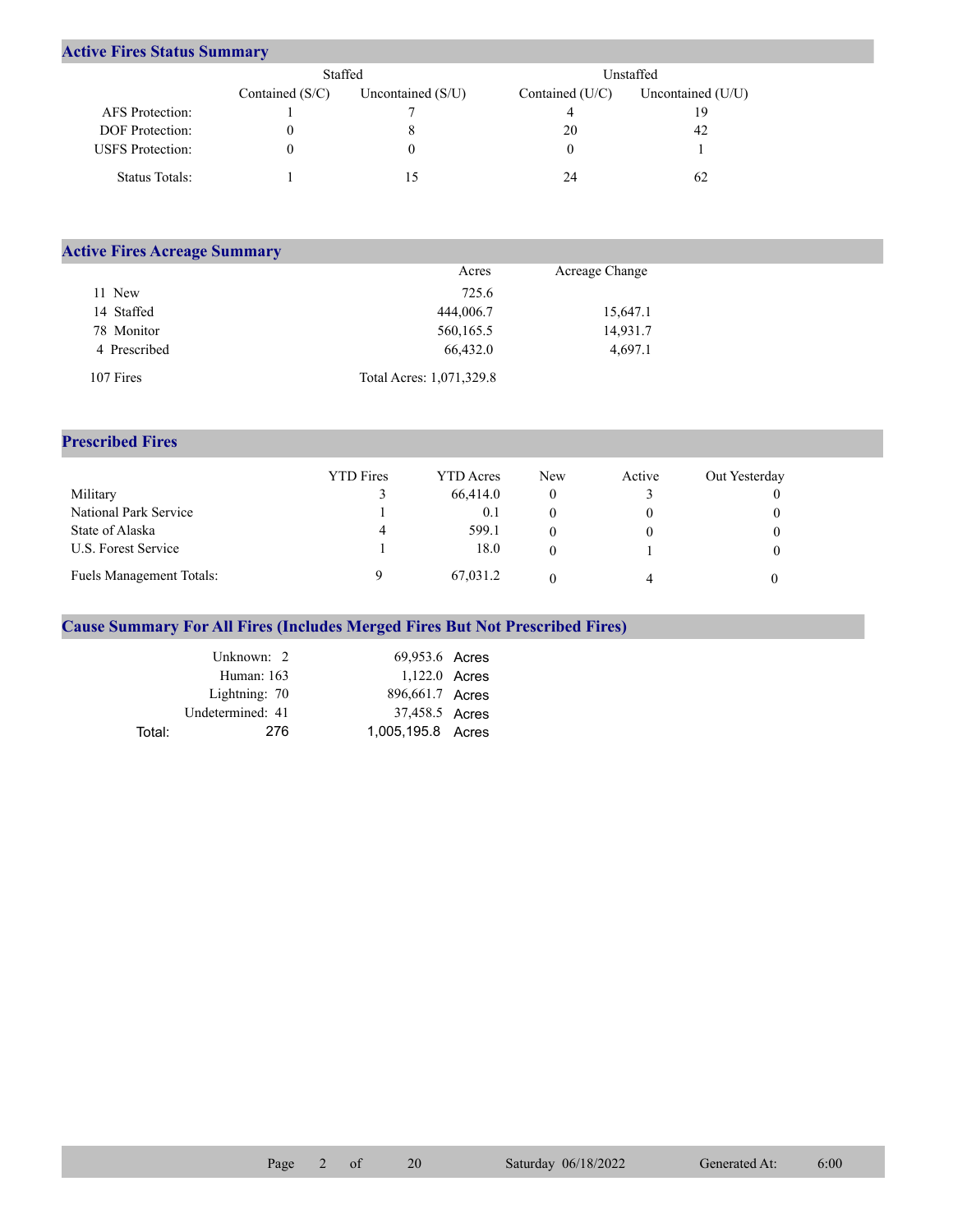## Active Fires Status Summary

| | Staffed | | Unstaffed | |
|---|---|---|---|---|
| | Contained (S/C) | Uncontained (S/U) | Contained (U/C) | Uncontained (U/U) |
| AFS Protection: | 1 | 7 | 4 | 19 |
| DOF Protection: | 0 | 8 | 20 | 42 |
| USFS Protection: | 0 | 0 | 0 | 1 |
| Status Totals: | 1 | 15 | 24 | 62 |

## Active Fires Acreage Summary

| | Acres | Acreage Change |
|---|---|---|
| 11 New | 725.6 | |
| 14 Staffed | 444,006.7 | 15,647.1 |
| 78 Monitor | 560,165.5 | 14,931.7 |
| 4 Prescribed | 66,432.0 | 4,697.1 |
| 107 Fires | Total Acres: 1,071,329.8 | |

## Prescribed Fires

| | YTD Fires | YTD Acres | New | Active | Out Yesterday |
|---|---|---|---|---|---|
| Military | 3 | 66,414.0 | 0 | 3 | 0 |
| National Park Service | 1 | 0.1 | 0 | 0 | 0 |
| State of Alaska | 4 | 599.1 | 0 | 0 | 0 |
| U.S. Forest Service | 1 | 18.0 | 0 | 1 | 0 |
| Fuels Management Totals: | 9 | 67,031.2 | 0 | 4 | 0 |

## Cause Summary For All Fires (Includes Merged Fires But Not Prescribed Fires)

| Cause | Fires | Acres |
|---|---|---|
| Unknown: | 2 | 69,953.6 Acres |
| Human: | 163 | 1,122.0 Acres |
| Lightning: | 70 | 896,661.7 Acres |
| Undetermined: | 41 | 37,458.5 Acres |
| Total: | 276 | 1,005,195.8 Acres |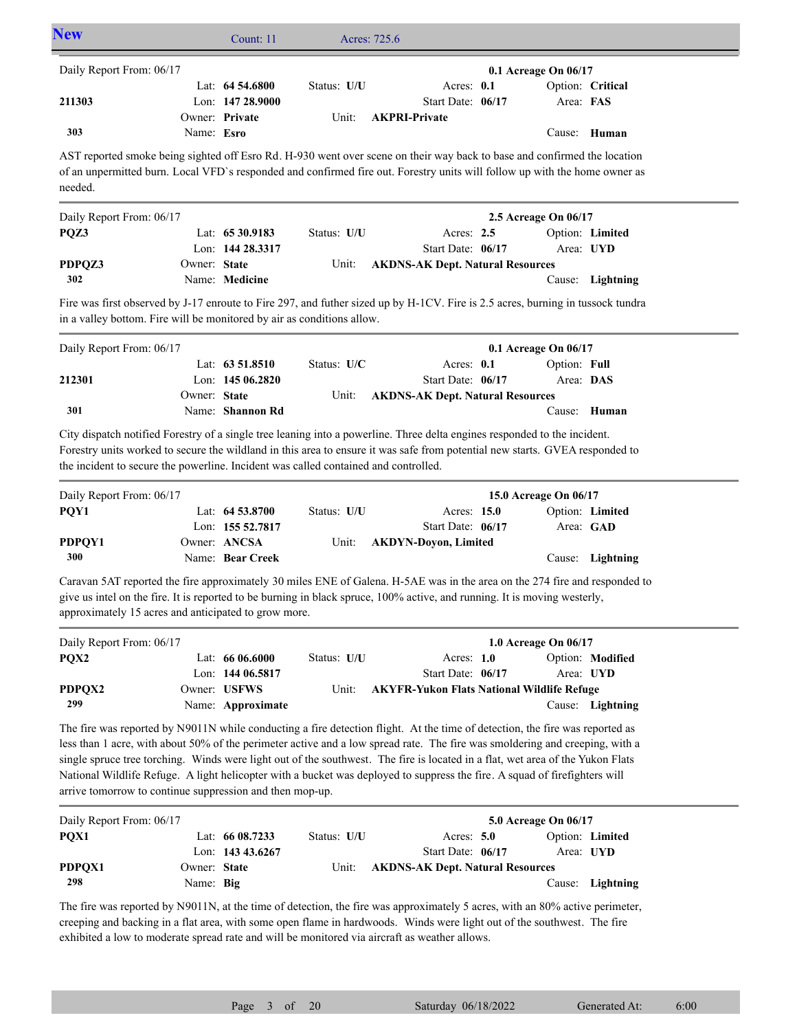## New

Count: 11 Acres: 725.6

---

Daily Report From: 06/17 — **0.1 Acreage On 06/17**

| | | | | |
|---|---|---|---|---|
| | Lat: **64 54.6800** | Status: **U/U** | Acres: **0.1** | Option: **Critical** |
| **211303** | Lon: **147 28.9000** | | Start Date: **06/17** | Area: **FAS** |
| | Owner: **Private** | Unit: **AKPRI-Private** | | |
| **303** | Name: **Esro** | | | Cause: **Human** |

AST reported smoke being sighted off Esro Rd. H-930 went over scene on their way back to base and confirmed the location of an unpermitted burn. Local VFD`s responded and confirmed fire out. Forestry units will follow up with the home owner as needed.

---

Daily Report From: 06/17 — **2.5 Acreage On 06/17**

| | | | | |
|---|---|---|---|---|
| **PQZ3** | Lat: **65 30.9183** | Status: **U/U** | Acres: **2.5** | Option: **Limited** |
| | Lon: **144 28.3317** | | Start Date: **06/17** | Area: **UYD** |
| **PDPQZ3** | Owner: **State** | Unit: **AKDNS-AK Dept. Natural Resources** | | |
| **302** | Name: **Medicine** | | | Cause: **Lightning** |

Fire was first observed by J-17 enroute to Fire 297, and futher sized up by H-1CV. Fire is 2.5 acres, burning in tussock tundra in a valley bottom. Fire will be monitored by air as conditions allow.

---

Daily Report From: 06/17 — **0.1 Acreage On 06/17**

| | | | | |
|---|---|---|---|---|
| | Lat: **63 51.8510** | Status: **U/C** | Acres: **0.1** | Option: **Full** |
| **212301** | Lon: **145 06.2820** | | Start Date: **06/17** | Area: **DAS** |
| | Owner: **State** | Unit: **AKDNS-AK Dept. Natural Resources** | | |
| **301** | Name: **Shannon Rd** | | | Cause: **Human** |

City dispatch notified Forestry of a single tree leaning into a powerline. Three delta engines responded to the incident. Forestry units worked to secure the wildland in this area to ensure it was safe from potential new starts. GVEA responded to the incident to secure the powerline. Incident was called contained and controlled.

---

Daily Report From: 06/17 — **15.0 Acreage On 06/17**

| | | | | |
|---|---|---|---|---|
| **PQY1** | Lat: **64 53.8700** | Status: **U/U** | Acres: **15.0** | Option: **Limited** |
| | Lon: **155 52.7817** | | Start Date: **06/17** | Area: **GAD** |
| **PDPQY1** | Owner: **ANCSA** | Unit: **AKDYN-Doyon, Limited** | | |
| **300** | Name: **Bear Creek** | | | Cause: **Lightning** |

Caravan 5AT reported the fire approximately 30 miles ENE of Galena. H-5AE was in the area on the 274 fire and responded to give us intel on the fire. It is reported to be burning in black spruce, 100% active, and running. It is moving westerly, approximately 15 acres and anticipated to grow more.

---

Daily Report From: 06/17 — **1.0 Acreage On 06/17**

| | | | | |
|---|---|---|---|---|
| **PQX2** | Lat: **66 06.6000** | Status: **U/U** | Acres: **1.0** | Option: **Modified** |
| | Lon: **144 06.5817** | | Start Date: **06/17** | Area: **UYD** |
| **PDPQX2** | Owner: **USFWS** | Unit: **AKYFR-Yukon Flats National Wildlife Refuge** | | |
| **299** | Name: **Approximate** | | | Cause: **Lightning** |

The fire was reported by N9011N while conducting a fire detection flight. At the time of detection, the fire was reported as less than 1 acre, with about 50% of the perimeter active and a low spread rate. The fire was smoldering and creeping, with a single spruce tree torching. Winds were light out of the southwest. The fire is located in a flat, wet area of the Yukon Flats National Wildlife Refuge. A light helicopter with a bucket was deployed to suppress the fire. A squad of firefighters will arrive tomorrow to continue suppression and then mop-up.

---

Daily Report From: 06/17 — **5.0 Acreage On 06/17**

| | | | | |
|---|---|---|---|---|
| **PQX1** | Lat: **66 08.7233** | Status: **U/U** | Acres: **5.0** | Option: **Limited** |
| | Lon: **143 43.6267** | | Start Date: **06/17** | Area: **UYD** |
| **PDPQX1** | Owner: **State** | Unit: **AKDNS-AK Dept. Natural Resources** | | |
| **298** | Name: **Big** | | | Cause: **Lightning** |

The fire was reported by N9011N, at the time of detection, the fire was approximately 5 acres, with an 80% active perimeter, creeping and backing in a flat area, with some open flame in hardwoods. Winds were light out of the southwest. The fire exhibited a low to moderate spread rate and will be monitored via aircraft as weather allows.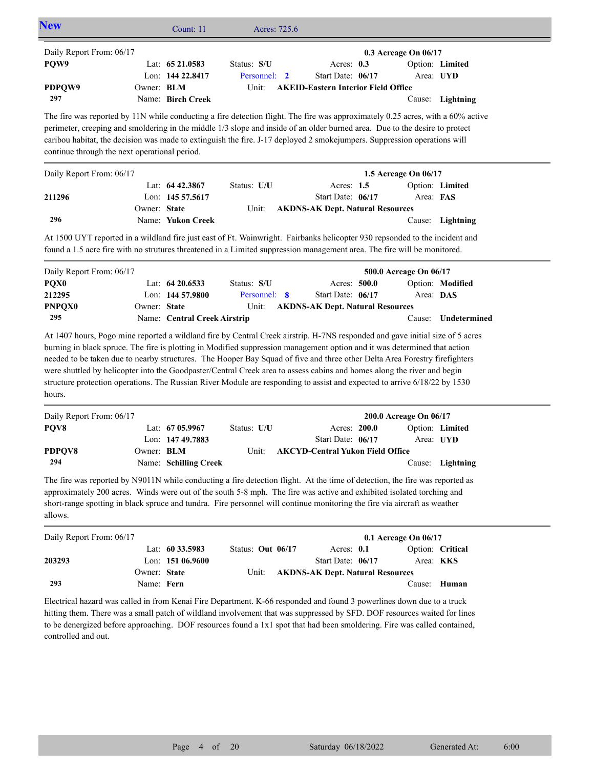## New

Count: 11 Acres: 725.6

---

Daily Report From: 06/17 — **0.3 Acreage On 06/17**

| | | | |
|---|---|---|---|
| **PQW9** | Lat: **65 21.0583** | Status: **S/U** | Acres: **0.3** | 
| | Lon: **144 22.8417** | Personnel: **2** | Start Date: **06/17** |
| **PDPQW9** | Owner: **BLM** | Unit: **AKEID-Eastern Interior Field Office** | |
| **297** | Name: **Birch Creek** | | |

Option: **Limited** Area: **UYD** Cause: **Lightning**

The fire was reported by 11N while conducting a fire detection flight. The fire was approximately 0.25 acres, with a 60% active perimeter, creeping and smoldering in the middle 1/3 slope and inside of an older burned area. Due to the desire to protect caribou habitat, the decision was made to extinguish the fire. J-17 deployed 2 smokejumpers. Suppression operations will continue through the next operational period.

---

Daily Report From: 06/17 — **1.5 Acreage On 06/17**

| | | | |
|---|---|---|---|
| | Lat: **64 42.3867** | Status: **U/U** | Acres: **1.5** |
| **211296** | Lon: **145 57.5617** | | Start Date: **06/17** |
| | Owner: **State** | Unit: **AKDNS-AK Dept. Natural Resources** | |
| **296** | Name: **Yukon Creek** | | |

Option: **Limited** Area: **FAS** Cause: **Lightning**

At 1500 UYT reported in a wildland fire just east of Ft. Wainwright. Fairbanks helicopter 930 repsonded to the incident and found a 1.5 acre fire with no strutures threatened in a Limited suppression management area. The fire will be monitored.

---

Daily Report From: 06/17 — **500.0 Acreage On 06/17**

| | | | |
|---|---|---|---|
| **PQX0** | Lat: **64 20.6533** | Status: **S/U** | Acres: **500.0** |
| **212295** | Lon: **144 57.9800** | Personnel: **8** | Start Date: **06/17** |
| **PNPQX0** | Owner: **State** | Unit: **AKDNS-AK Dept. Natural Resources** | |
| **295** | Name: **Central Creek Airstrip** | | |

Option: **Modified** Area: **DAS** Cause: **Undetermined**

At 1407 hours, Pogo mine reported a wildland fire by Central Creek airstrip. H-7NS responded and gave initial size of 5 acres burning in black spruce. The fire is plotting in Modified suppression management option and it was determined that action needed to be taken due to nearby structures. The Hooper Bay Squad of five and three other Delta Area Forestry firefighters were shuttled by helicopter into the Goodpaster/Central Creek area to assess cabins and homes along the river and begin structure protection operations. The Russian River Module are responding to assist and expected to arrive 6/18/22 by 1530 hours.

---

Daily Report From: 06/17 — **200.0 Acreage On 06/17**

| | | | |
|---|---|---|---|
| **PQV8** | Lat: **67 05.9967** | Status: **U/U** | Acres: **200.0** |
| | Lon: **147 49.7883** | | Start Date: **06/17** |
| **PDPQV8** | Owner: **BLM** | Unit: **AKCYD-Central Yukon Field Office** | |
| **294** | Name: **Schilling Creek** | | |

Option: **Limited** Area: **UYD** Cause: **Lightning**

The fire was reported by N9011N while conducting a fire detection flight. At the time of detection, the fire was reported as approximately 200 acres. Winds were out of the south 5-8 mph. The fire was active and exhibited isolated torching and short-range spotting in black spruce and tundra. Fire personnel will continue monitoring the fire via aircraft as weather allows.

---

Daily Report From: 06/17 — **0.1 Acreage On 06/17**

| | | | |
|---|---|---|---|
| | Lat: **60 33.5983** | Status: **Out 06/17** | Acres: **0.1** |
| **203293** | Lon: **151 06.9600** | | Start Date: **06/17** |
| | Owner: **State** | Unit: **AKDNS-AK Dept. Natural Resources** | |
| **293** | Name: **Fern** | | |

Option: **Critical** Area: **KKS** Cause: **Human**

Electrical hazard was called in from Kenai Fire Department. K-66 responded and found 3 powerlines down due to a truck hitting them. There was a small patch of wildland involvement that was suppressed by SFD. DOF resources waited for lines to be denergized before approaching. DOF resources found a 1x1 spot that had been smoldering. Fire was called contained, controlled and out.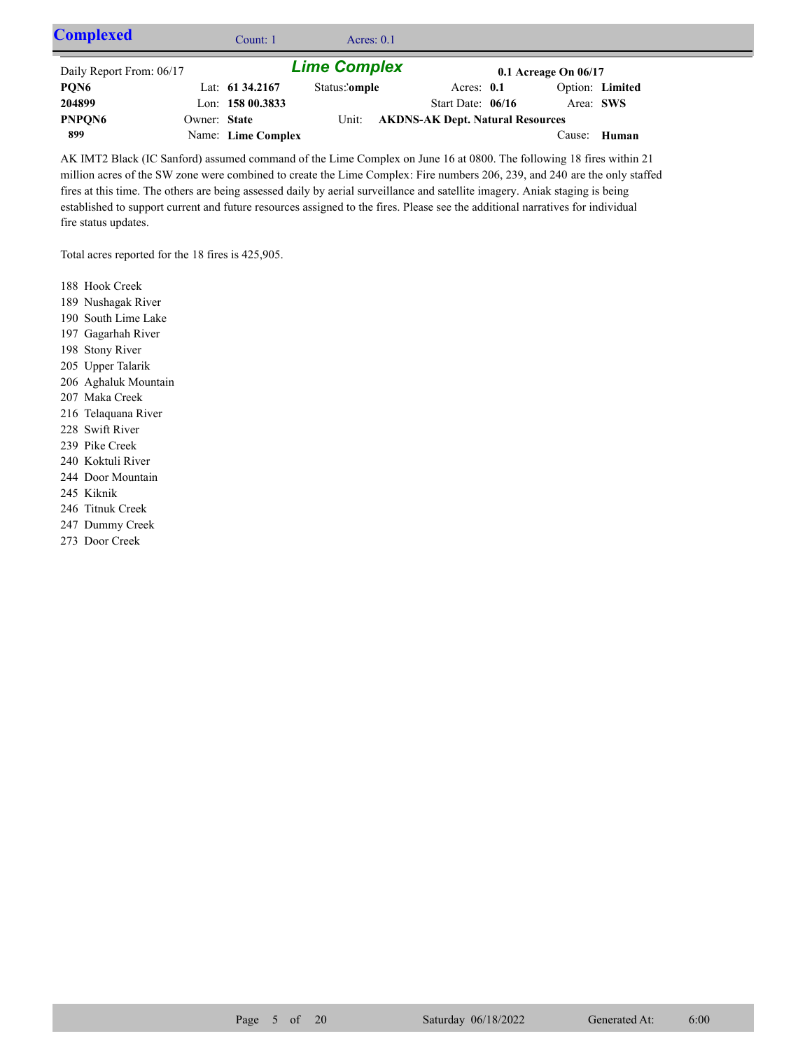## Complexed

Count: 1 Acres: 0.1

### Lime Complex

Daily Report From: 06/17 | 0.1 Acreage On 06/17

| | | | | |
|---|---|---|---|---|
| **PQN6** | Lat: **61 34.2167** | Status: **Complex** | Acres: **0.1** | Option: **Limited** |
| **204899** | Lon: **158 00.3833** | | Start Date: **06/16** | Area: **SWS** |
| **PNPQN6** | Owner: **State** | Unit: **AKDNS-AK Dept. Natural Resources** | | |
| **899** | Name: **Lime Complex** | | | Cause: **Human** |

AK IMT2 Black (IC Sanford) assumed command of the Lime Complex on June 16 at 0800. The following 18 fires within 21 million acres of the SW zone were combined to create the Lime Complex: Fire numbers 206, 239, and 240 are the only staffed fires at this time. The others are being assessed daily by aerial surveillance and satellite imagery. Aniak staging is being established to support current and future resources assigned to the fires. Please see the additional narratives for individual fire status updates.

Total acres reported for the 18 fires is 425,905.

188 Hook Creek
189 Nushagak River
190 South Lime Lake
197 Gagarhah River
198 Stony River
205 Upper Talarik
206 Aghaluk Mountain
207 Maka Creek
216 Telaquana River
228 Swift River
239 Pike Creek
240 Koktuli River
244 Door Mountain
245 Kiknik
246 Titnuk Creek
247 Dummy Creek
273 Door Creek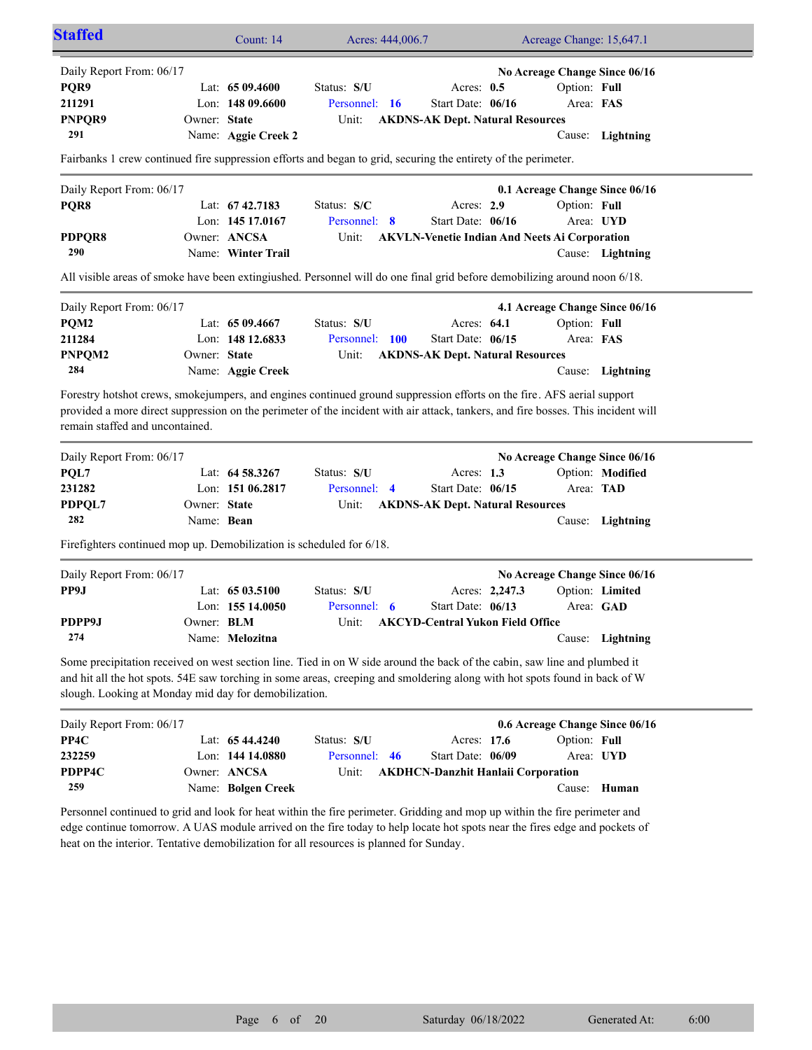## Staffed

Count: 14 | Acres: 444,006.7 | Acreage Change: 15,647.1

---

Daily Report From: 06/17 — **No Acreage Change Since 06/16**

| | | | |
|---|---|---|---|
| **PQR9** | Lat: **65 09.4600** | Status: **S/U** | Acres: **0.5** | Option: **Full** |
| **211291** | Lon: **148 09.6600** | Personnel: **16** | Start Date: **06/16** | Area: **FAS** |
| **PNPQR9** | Owner: **State** | Unit: **AKDNS-AK Dept. Natural Resources** | | |
| **291** | Name: **Aggie Creek 2** | | | Cause: **Lightning** |

Fairbanks 1 crew continued fire suppression efforts and began to grid, securing the entirety of the perimeter.

---

Daily Report From: 06/17 — **0.1 Acreage Change Since 06/16**

| | | | | |
|---|---|---|---|---|
| **PQR8** | Lat: **67 42.7183** | Status: **S/C** | Acres: **2.9** | Option: **Full** |
| | Lon: **145 17.0167** | Personnel: **8** | Start Date: **06/16** | Area: **UYD** |
| **PDPQR8** | Owner: **ANCSA** | Unit: **AKVLN-Venetie Indian And Neets Ai Corporation** | | |
| **290** | Name: **Winter Trail** | | | Cause: **Lightning** |

All visible areas of smoke have been extinguished. Personnel will do one final grid before demobilizing around noon 6/18.

---

Daily Report From: 06/17 — **4.1 Acreage Change Since 06/16**

| | | | | |
|---|---|---|---|---|
| **PQM2** | Lat: **65 09.4667** | Status: **S/U** | Acres: **64.1** | Option: **Full** |
| **211284** | Lon: **148 12.6833** | Personnel: **100** | Start Date: **06/15** | Area: **FAS** |
| **PNPQM2** | Owner: **State** | Unit: **AKDNS-AK Dept. Natural Resources** | | |
| **284** | Name: **Aggie Creek** | | | Cause: **Lightning** |

Forestry hotshot crews, smokejumpers, and engines continued ground suppression efforts on the fire. AFS aerial support provided a more direct suppression on the perimeter of the incident with air attack, tankers, and fire bosses. This incident will remain staffed and uncontained.

---

Daily Report From: 06/17 — **No Acreage Change Since 06/16**

| | | | | |
|---|---|---|---|---|
| **PQL7** | Lat: **64 58.3267** | Status: **S/U** | Acres: **1.3** | Option: **Modified** |
| **231282** | Lon: **151 06.2817** | Personnel: **4** | Start Date: **06/15** | Area: **TAD** |
| **PDPQL7** | Owner: **State** | Unit: **AKDNS-AK Dept. Natural Resources** | | |
| **282** | Name: **Bean** | | | Cause: **Lightning** |

Firefighters continued mop up. Demobilization is scheduled for 6/18.

---

Daily Report From: 06/17 — **No Acreage Change Since 06/16**

| | | | | |
|---|---|---|---|---|
| **PP9J** | Lat: **65 03.5100** | Status: **S/U** | Acres: **2,247.3** | Option: **Limited** |
| | Lon: **155 14.0050** | Personnel: **6** | Start Date: **06/13** | Area: **GAD** |
| **PDPP9J** | Owner: **BLM** | Unit: **AKCYD-Central Yukon Field Office** | | |
| **274** | Name: **Melozitna** | | | Cause: **Lightning** |

Some precipitation received on west section line. Tied in on W side around the back of the cabin, saw line and plumbed it and hit all the hot spots. 54E saw torching in some areas, creeping and smoldering along with hot spots found in back of W slough. Looking at Monday mid day for demobilization.

---

Daily Report From: 06/17 — **0.6 Acreage Change Since 06/16**

| | | | | |
|---|---|---|---|---|
| **PP4C** | Lat: **65 44.4240** | Status: **S/U** | Acres: **17.6** | Option: **Full** |
| **232259** | Lon: **144 14.0880** | Personnel: **46** | Start Date: **06/09** | Area: **UYD** |
| **PDPP4C** | Owner: **ANCSA** | Unit: **AKDHCN-Danzhit Hanlaii Corporation** | | |
| **259** | Name: **Bolgen Creek** | | | Cause: **Human** |

Personnel continued to grid and look for heat within the fire perimeter. Gridding and mop up within the fire perimeter and edge continue tomorrow. A UAS module arrived on the fire today to help locate hot spots near the fires edge and pockets of heat on the interior. Tentative demobilization for all resources is planned for Sunday.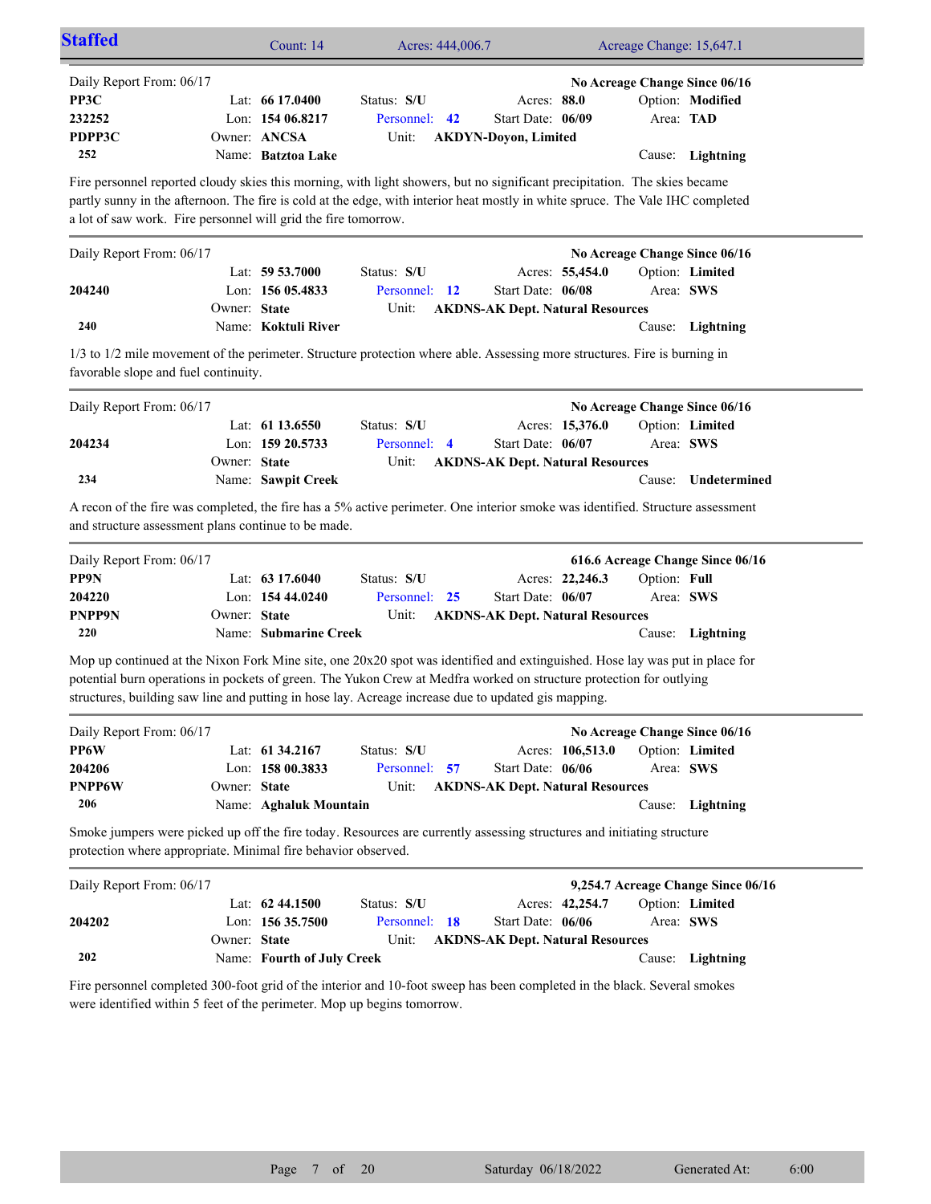## Staffed

Count: 14 | Acres: 444,006.7 | Acreage Change: 15,647.1

---

Daily Report From: 06/17 — **No Acreage Change Since 06/16**

| | | | | |
|---|---|---|---|---|
| **PP3C** | Lat: **66 17.0400** | Status: **S/U** | Acres: **88.0** | Option: **Modified** |
| **232252** | Lon: **154 06.8217** | Personnel: **42** | Start Date: **06/09** | Area: **TAD** |
| **PDPP3C** | Owner: **ANCSA** | Unit: **AKDYN-Doyon, Limited** | | |
| **252** | Name: **Batztoa Lake** | | | Cause: **Lightning** |

Fire personnel reported cloudy skies this morning, with light showers, but no significant precipitation. The skies became partly sunny in the afternoon. The fire is cold at the edge, with interior heat mostly in white spruce. The Vale IHC completed a lot of saw work. Fire personnel will grid the fire tomorrow.

---

Daily Report From: 06/17 — **No Acreage Change Since 06/16**

| | | | | |
|---|---|---|---|---|
| | Lat: **59 53.7000** | Status: **S/U** | Acres: **55,454.0** | Option: **Limited** |
| **204240** | Lon: **156 05.4833** | Personnel: **12** | Start Date: **06/08** | Area: **SWS** |
| | Owner: **State** | Unit: **AKDNS-AK Dept. Natural Resources** | | |
| **240** | Name: **Koktuli River** | | | Cause: **Lightning** |

1/3 to 1/2 mile movement of the perimeter. Structure protection where able. Assessing more structures. Fire is burning in favorable slope and fuel continuity.

---

Daily Report From: 06/17 — **No Acreage Change Since 06/16**

| | | | | |
|---|---|---|---|---|
| | Lat: **61 13.6550** | Status: **S/U** | Acres: **15,376.0** | Option: **Limited** |
| **204234** | Lon: **159 20.5733** | Personnel: **4** | Start Date: **06/07** | Area: **SWS** |
| | Owner: **State** | Unit: **AKDNS-AK Dept. Natural Resources** | | |
| **234** | Name: **Sawpit Creek** | | | Cause: **Undetermined** |

A recon of the fire was completed, the fire has a 5% active perimeter. One interior smoke was identified. Structure assessment and structure assessment plans continue to be made.

---

Daily Report From: 06/17 — **616.6 Acreage Change Since 06/16**

| | | | | |
|---|---|---|---|---|
| **PP9N** | Lat: **63 17.6040** | Status: **S/U** | Acres: **22,246.3** | Option: **Full** |
| **204220** | Lon: **154 44.0240** | Personnel: **25** | Start Date: **06/07** | Area: **SWS** |
| **PNPP9N** | Owner: **State** | Unit: **AKDNS-AK Dept. Natural Resources** | | |
| **220** | Name: **Submarine Creek** | | | Cause: **Lightning** |

Mop up continued at the Nixon Fork Mine site, one 20x20 spot was identified and extinguished. Hose lay was put in place for potential burn operations in pockets of green. The Yukon Crew at Medfra worked on structure protection for outlying structures, building saw line and putting in hose lay. Acreage increase due to updated gis mapping.

---

Daily Report From: 06/17 — **No Acreage Change Since 06/16**

| | | | | |
|---|---|---|---|---|
| **PP6W** | Lat: **61 34.2167** | Status: **S/U** | Acres: **106,513.0** | Option: **Limited** |
| **204206** | Lon: **158 00.3833** | Personnel: **57** | Start Date: **06/06** | Area: **SWS** |
| **PNPP6W** | Owner: **State** | Unit: **AKDNS-AK Dept. Natural Resources** | | |
| **206** | Name: **Aghaluk Mountain** | | | Cause: **Lightning** |

Smoke jumpers were picked up off the fire today. Resources are currently assessing structures and initiating structure protection where appropriate. Minimal fire behavior observed.

---

Daily Report From: 06/17 — **9,254.7 Acreage Change Since 06/16**

| | | | | |
|---|---|---|---|---|
| | Lat: **62 44.1500** | Status: **S/U** | Acres: **42,254.7** | Option: **Limited** |
| **204202** | Lon: **156 35.7500** | Personnel: **18** | Start Date: **06/06** | Area: **SWS** |
| | Owner: **State** | Unit: **AKDNS-AK Dept. Natural Resources** | | |
| **202** | Name: **Fourth of July Creek** | | | Cause: **Lightning** |

Fire personnel completed 300-foot grid of the interior and 10-foot sweep has been completed in the black. Several smokes were identified within 5 feet of the perimeter. Mop up begins tomorrow.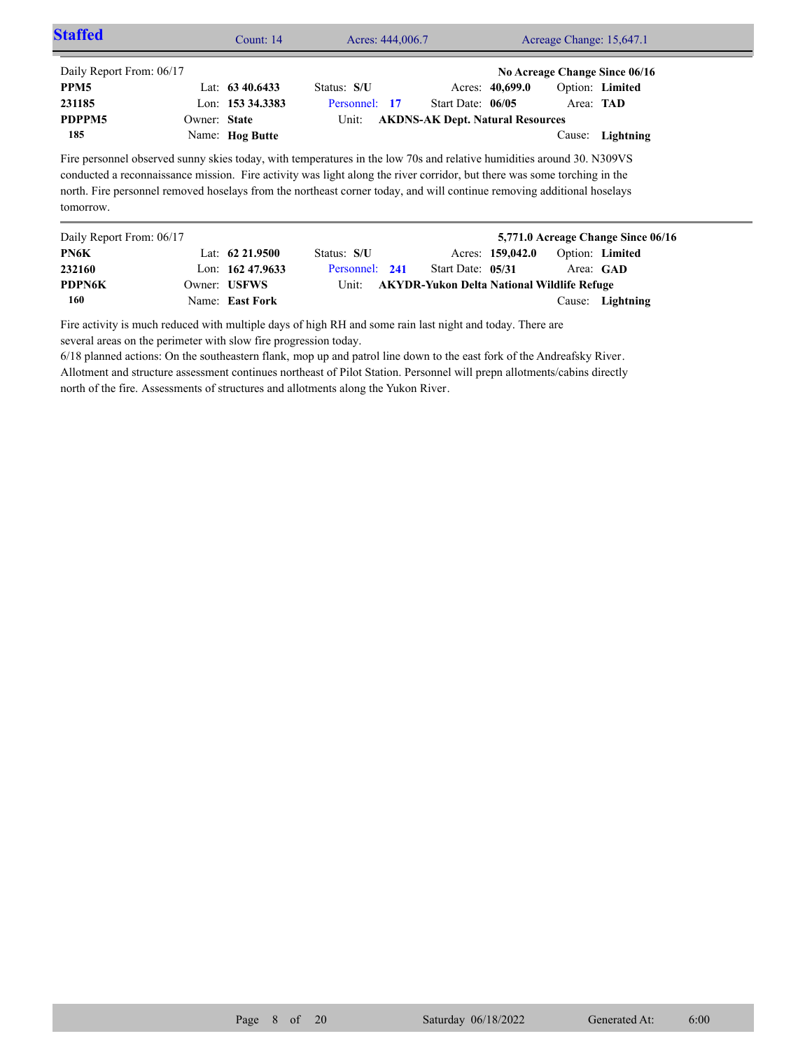## Staffed

Count: 14 | Acres: 444,006.7 | Acreage Change: 15,647.1

---

Daily Report From: 06/17 **No Acreage Change Since 06/16**

| | | | | |
|---|---|---|---|---|
| **PPM5** | Lat: **63 40.6433** | Status: **S/U** | Acres: **40,699.0** | Option: **Limited** |
| **231185** | Lon: **153 34.3383** | Personnel: **17** | Start Date: **06/05** | Area: **TAD** |
| **PDPPM5** | Owner: **State** | Unit: **AKDNS-AK Dept. Natural Resources** | | |
| **185** | Name: **Hog Butte** | | | Cause: **Lightning** |

Fire personnel observed sunny skies today, with temperatures in the low 70s and relative humidities around 30. N309VS conducted a reconnaissance mission. Fire activity was light along the river corridor, but there was some torching in the north. Fire personnel removed hoselays from the northeast corner today, and will continue removing additional hoselays tomorrow.

---

Daily Report From: 06/17 **5,771.0 Acreage Change Since 06/16**

| | | | | |
|---|---|---|---|---|
| **PN6K** | Lat: **62 21.9500** | Status: **S/U** | Acres: **159,042.0** | Option: **Limited** |
| **232160** | Lon: **162 47.9633** | Personnel: **241** | Start Date: **05/31** | Area: **GAD** |
| **PDPN6K** | Owner: **USFWS** | Unit: **AKYDR-Yukon Delta National Wildlife Refuge** | | |
| **160** | Name: **East Fork** | | | Cause: **Lightning** |

Fire activity is much reduced with multiple days of high RH and some rain last night and today. There are several areas on the perimeter with slow fire progression today.
6/18 planned actions: On the southeastern flank, mop up and patrol line down to the east fork of the Andreafsky River. Allotment and structure assessment continues northeast of Pilot Station. Personnel will prepn allotments/cabins directly north of the fire. Assessments of structures and allotments along the Yukon River.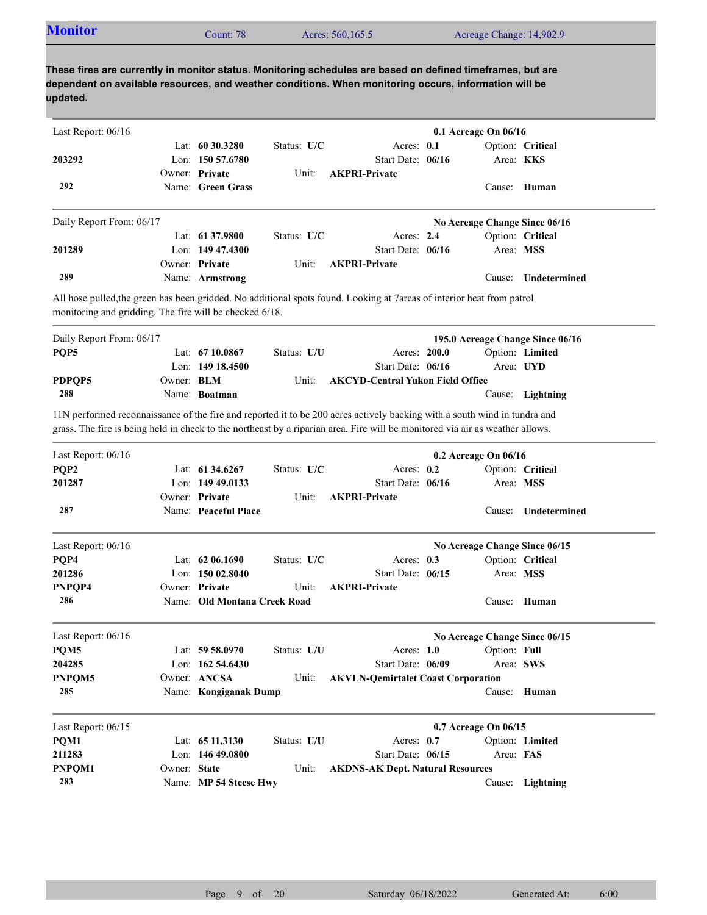## Monitor

Count: 78 | Acres: 560,165.5 | Acreage Change: 14,902.9

**These fires are currently in monitor status. Monitoring schedules are based on defined timeframes, but are dependent on available resources, and weather conditions. When monitoring occurs, information will be updated.**

---

Last Report: 06/16 — **0.1 Acreage On 06/16**

| | | | |
|---|---|---|---|
| | Lat: **60 30.3280** | Status: **U/C** | Acres: **0.1** | 
| **203292** | Lon: **150 57.6780** | Start Date: **06/16** | Option: **Critical** |
| | Owner: **Private** | Unit: **AKPRI-Private** | Area: **KKS** |
| **292** | Name: **Green Grass** | | Cause: **Human** |

---

Daily Report From: 06/17 — **No Acreage Change Since 06/16**

| | | | |
|---|---|---|---|
| | Lat: **61 37.9800** | Status: **U/C** | Acres: **2.4** |
| **201289** | Lon: **149 47.4300** | Start Date: **06/16** | Option: **Critical** |
| | Owner: **Private** | Unit: **AKPRI-Private** | Area: **MSS** |
| **289** | Name: **Armstrong** | | Cause: **Undetermined** |

All hose pulled,the green has been gridded. No additional spots found. Looking at 7areas of interior heat from patrol monitoring and gridding. The fire will be checked 6/18.

---

Daily Report From: 06/17 — **195.0 Acreage Change Since 06/16**

| | | | |
|---|---|---|---|
| **PQP5** | Lat: **67 10.0867** | Status: **U/U** | Acres: **200.0** |
| | Lon: **149 18.4500** | Start Date: **06/16** | Option: **Limited** |
| **PDPQP5** | Owner: **BLM** | Unit: **AKCYD-Central Yukon Field Office** | Area: **UYD** |
| **288** | Name: **Boatman** | | Cause: **Lightning** |

11N performed reconnaissance of the fire and reported it to be 200 acres actively backing with a south wind in tundra and grass. The fire is being held in check to the northeast by a riparian area. Fire will be monitored via air as weather allows.

---

Last Report: 06/16 — **0.2 Acreage On 06/16**

| | | | |
|---|---|---|---|
| **PQP2** | Lat: **61 34.6267** | Status: **U/C** | Acres: **0.2** |
| **201287** | Lon: **149 49.0133** | Start Date: **06/16** | Option: **Critical** |
| | Owner: **Private** | Unit: **AKPRI-Private** | Area: **MSS** |
| **287** | Name: **Peaceful Place** | | Cause: **Undetermined** |

---

Last Report: 06/16 — **No Acreage Change Since 06/15**

| | | | |
|---|---|---|---|
| **PQP4** | Lat: **62 06.1690** | Status: **U/C** | Acres: **0.3** |
| **201286** | Lon: **150 02.8040** | Start Date: **06/15** | Option: **Critical** |
| **PNPQP4** | Owner: **Private** | Unit: **AKPRI-Private** | Area: **MSS** |
| **286** | Name: **Old Montana Creek Road** | | Cause: **Human** |

---

Last Report: 06/16 — **No Acreage Change Since 06/15**

| | | | |
|---|---|---|---|
| **PQM5** | Lat: **59 58.0970** | Status: **U/U** | Acres: **1.0** |
| **204285** | Lon: **162 54.6430** | Start Date: **06/09** | Option: **Full** |
| **PNPQM5** | Owner: **ANCSA** | Unit: **AKVLN-Qemirtalet Coast Corporation** | Area: **SWS** |
| **285** | Name: **Kongiganak Dump** | | Cause: **Human** |

---

Last Report: 06/15 — **0.7 Acreage On 06/15**

| | | | |
|---|---|---|---|
| **PQM1** | Lat: **65 11.3130** | Status: **U/U** | Acres: **0.7** |
| **211283** | Lon: **146 49.0800** | Start Date: **06/15** | Option: **Limited** |
| **PNPQM1** | Owner: **State** | Unit: **AKDNS-AK Dept. Natural Resources** | Area: **FAS** |
| **283** | Name: **MP 54 Steese Hwy** | | Cause: **Lightning** |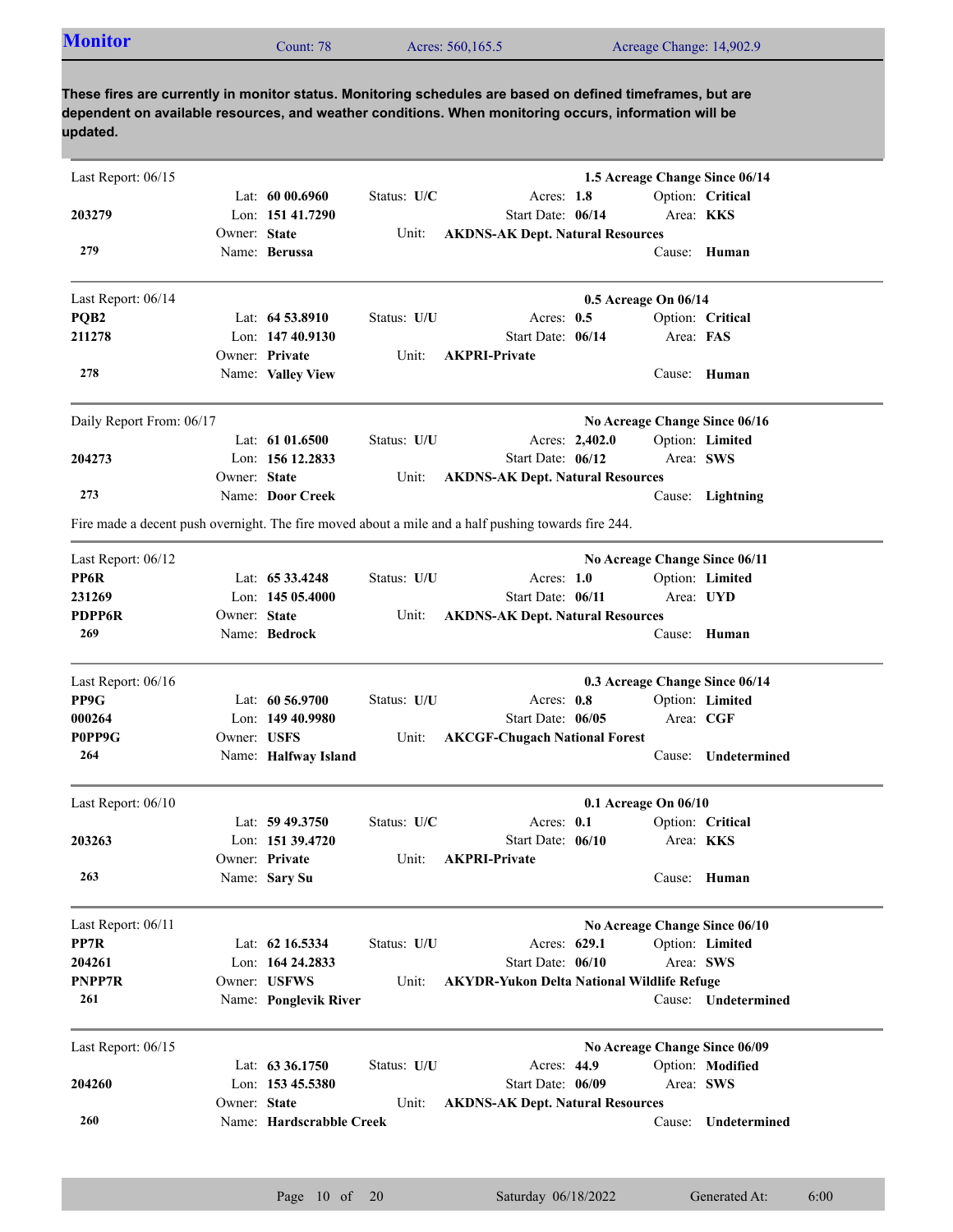## Monitor

Count: 78 | Acres: 560,165.5 | Acreage Change: 14,902.9

**These fires are currently in monitor status. Monitoring schedules are based on defined timeframes, but are dependent on available resources, and weather conditions. When monitoring occurs, information will be updated.**

---

Last Report: 06/15 — **1.5 Acreage Change Since 06/14**

**203279**
**279**

Lat: **60 00.6960** | Lon: **151 41.7290** | Owner: **State** | Name: **Berussa**
Status: **U/C** | Unit: **AKDNS-AK Dept. Natural Resources**
Acres: **1.8** | Start Date: **06/14**
Option: **Critical** | Area: **KKS** | Cause: **Human**

---

Last Report: 06/14 — **0.5 Acreage On 06/14**

**PQB2**
**211278**
**278**

Lat: **64 53.8910** | Lon: **147 40.9130** | Owner: **Private** | Name: **Valley View**
Status: **U/U** | Unit: **AKPRI-Private**
Acres: **0.5** | Start Date: **06/14**
Option: **Critical** | Area: **FAS** | Cause: **Human**

---

Daily Report From: 06/17 — **No Acreage Change Since 06/16**

**204273**
**273**

Lat: **61 01.6500** | Lon: **156 12.2833** | Owner: **State** | Name: **Door Creek**
Status: **U/U** | Unit: **AKDNS-AK Dept. Natural Resources**
Acres: **2,402.0** | Start Date: **06/12**
Option: **Limited** | Area: **SWS** | Cause: **Lightning**

Fire made a decent push overnight. The fire moved about a mile and a half pushing towards fire 244.

---

Last Report: 06/12 — **No Acreage Change Since 06/11**

**PP6R**
**231269**
**PDPP6R**
**269**

Lat: **65 33.4248** | Lon: **145 05.4000** | Owner: **State** | Name: **Bedrock**
Status: **U/U** | Unit: **AKDNS-AK Dept. Natural Resources**
Acres: **1.0** | Start Date: **06/11**
Option: **Limited** | Area: **UYD** | Cause: **Human**

---

Last Report: 06/16 — **0.3 Acreage Change Since 06/14**

**PP9G**
**000264**
**P0PP9G**
**264**

Lat: **60 56.9700** | Lon: **149 40.9980** | Owner: **USFS** | Name: **Halfway Island**
Status: **U/U** | Unit: **AKCGF-Chugach National Forest**
Acres: **0.8** | Start Date: **06/05**
Option: **Limited** | Area: **CGF** | Cause: **Undetermined**

---

Last Report: 06/10 — **0.1 Acreage On 06/10**

**203263**
**263**

Lat: **59 49.3750** | Lon: **151 39.4720** | Owner: **Private** | Name: **Sary Su**
Status: **U/C** | Unit: **AKPRI-Private**
Acres: **0.1** | Start Date: **06/10**
Option: **Critical** | Area: **KKS** | Cause: **Human**

---

Last Report: 06/11 — **No Acreage Change Since 06/10**

**PP7R**
**204261**
**PNPP7R**
**261**

Lat: **62 16.5334** | Lon: **164 24.2833** | Owner: **USFWS** | Name: **Ponglevik River**
Status: **U/U** | Unit: **AKYDR-Yukon Delta National Wildlife Refuge**
Acres: **629.1** | Start Date: **06/10**
Option: **Limited** | Area: **SWS** | Cause: **Undetermined**

---

Last Report: 06/15 — **No Acreage Change Since 06/09**

**204260**
**260**

Lat: **63 36.1750** | Lon: **153 45.5380** | Owner: **State** | Name: **Hardscrabble Creek**
Status: **U/U** | Unit: **AKDNS-AK Dept. Natural Resources**
Acres: **44.9** | Start Date: **06/09**
Option: **Modified** | Area: **SWS** | Cause: **Undetermined**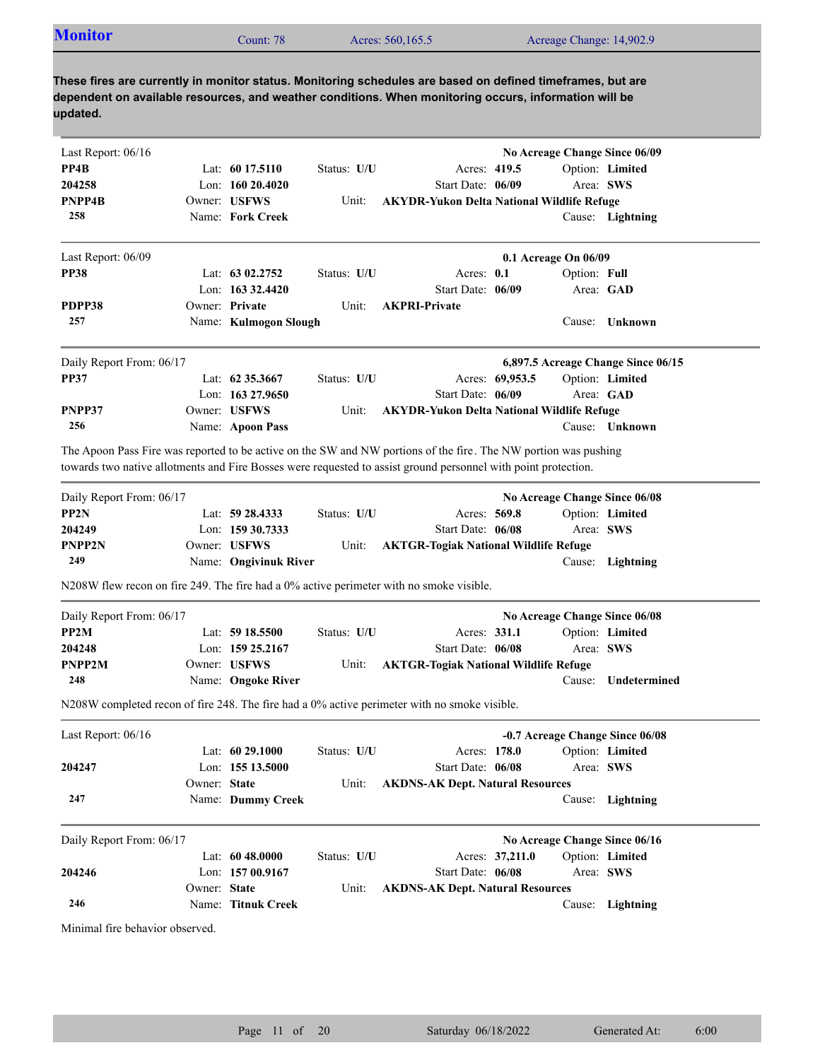## Monitor

Count: 78 | Acres: 560,165.5 | Acreage Change: 14,902.9

**These fires are currently in monitor status. Monitoring schedules are based on defined timeframes, but are dependent on available resources, and weather conditions. When monitoring occurs, information will be updated.**

---

Last Report: 06/16 — **No Acreage Change Since 06/09**

| | | | | |
|---|---|---|---|---|
| **PP4B** | Lat: **60 17.5110** | Status: **U/U** | Acres: **419.5** | Option: **Limited** |
| **204258** | Lon: **160 20.4020** | | Start Date: **06/09** | Area: **SWS** |
| **PNPP4B** | Owner: **USFWS** | Unit: | **AKYDR-Yukon Delta National Wildlife Refuge** | |
| **258** | Name: **Fork Creek** | | | Cause: **Lightning** |

---

Last Report: 06/09 — **0.1 Acreage On 06/09**

| | | | | |
|---|---|---|---|---|
| **PP38** | Lat: **63 02.2752** | Status: **U/U** | Acres: **0.1** | Option: **Full** |
| | Lon: **163 32.4420** | | Start Date: **06/09** | Area: **GAD** |
| **PDPP38** | Owner: **Private** | Unit: | **AKPRI-Private** | |
| **257** | Name: **Kulmogon Slough** | | | Cause: **Unknown** |

---

Daily Report From: 06/17 — **6,897.5 Acreage Change Since 06/15**

| | | | | |
|---|---|---|---|---|
| **PP37** | Lat: **62 35.3667** | Status: **U/U** | Acres: **69,953.5** | Option: **Limited** |
| | Lon: **163 27.9650** | | Start Date: **06/09** | Area: **GAD** |
| **PNPP37** | Owner: **USFWS** | Unit: | **AKYDR-Yukon Delta National Wildlife Refuge** | |
| **256** | Name: **Apoon Pass** | | | Cause: **Unknown** |

The Apoon Pass Fire was reported to be active on the SW and NW portions of the fire. The NW portion was pushing towards two native allotments and Fire Bosses were requested to assist ground personnel with point protection.

---

Daily Report From: 06/17 — **No Acreage Change Since 06/08**

| | | | | |
|---|---|---|---|---|
| **PP2N** | Lat: **59 28.4333** | Status: **U/U** | Acres: **569.8** | Option: **Limited** |
| **204249** | Lon: **159 30.7333** | | Start Date: **06/08** | Area: **SWS** |
| **PNPP2N** | Owner: **USFWS** | Unit: | **AKTGR-Togiak National Wildlife Refuge** | |
| **249** | Name: **Ongivinuk River** | | | Cause: **Lightning** |

N208W flew recon on fire 249. The fire had a 0% active perimeter with no smoke visible.

---

Daily Report From: 06/17 — **No Acreage Change Since 06/08**

| | | | | |
|---|---|---|---|---|
| **PP2M** | Lat: **59 18.5500** | Status: **U/U** | Acres: **331.1** | Option: **Limited** |
| **204248** | Lon: **159 25.2167** | | Start Date: **06/08** | Area: **SWS** |
| **PNPP2M** | Owner: **USFWS** | Unit: | **AKTGR-Togiak National Wildlife Refuge** | |
| **248** | Name: **Ongoke River** | | | Cause: **Undetermined** |

N208W completed recon of fire 248. The fire had a 0% active perimeter with no smoke visible.

---

Last Report: 06/16 — **-0.7 Acreage Change Since 06/08**

| | | | | |
|---|---|---|---|---|
| | Lat: **60 29.1000** | Status: **U/U** | Acres: **178.0** | Option: **Limited** |
| **204247** | Lon: **155 13.5000** | | Start Date: **06/08** | Area: **SWS** |
| | Owner: **State** | Unit: | **AKDNS-AK Dept. Natural Resources** | |
| **247** | Name: **Dummy Creek** | | | Cause: **Lightning** |

---

Daily Report From: 06/17 — **No Acreage Change Since 06/16**

| | | | | |
|---|---|---|---|---|
| | Lat: **60 48.0000** | Status: **U/U** | Acres: **37,211.0** | Option: **Limited** |
| **204246** | Lon: **157 00.9167** | | Start Date: **06/08** | Area: **SWS** |
| | Owner: **State** | Unit: | **AKDNS-AK Dept. Natural Resources** | |
| **246** | Name: **Titnuk Creek** | | | Cause: **Lightning** |

Minimal fire behavior observed.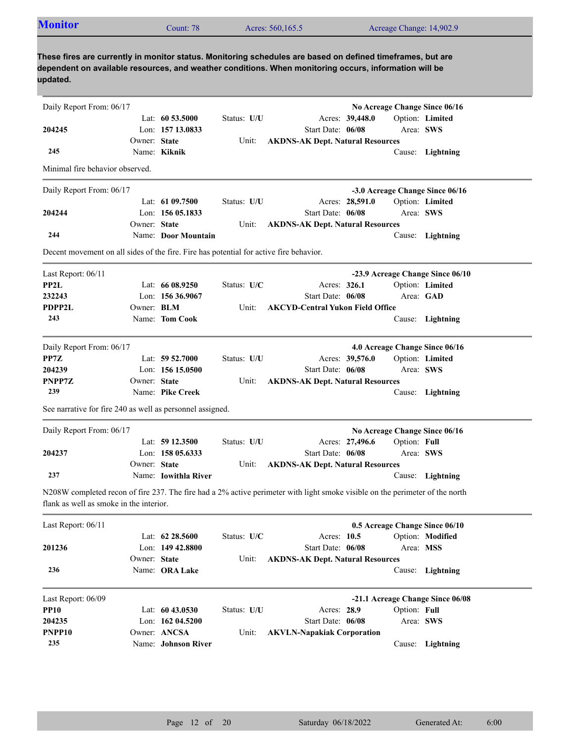## Monitor

Count: 78 | Acres: 560,165.5 | Acreage Change: 14,902.9

**These fires are currently in monitor status. Monitoring schedules are based on defined timeframes, but are dependent on available resources, and weather conditions. When monitoring occurs, information will be updated.**

---

Daily Report From: 06/17 — **No Acreage Change Since 06/16**

| | | | |
|---|---|---|---|
| | Lat: **60 53.5000** | Status: **U/U** | Acres: **39,448.0** | Option: **Limited** |
| **204245** | Lon: **157 13.0833** | | Start Date: **06/08** | Area: **SWS** |
| | Owner: **State** | Unit: **AKDNS-AK Dept. Natural Resources** | | |
| **245** | Name: **Kiknik** | | | Cause: **Lightning** |

Minimal fire behavior observed.

---

Daily Report From: 06/17 — **-3.0 Acreage Change Since 06/16**

| | | | |
|---|---|---|---|
| | Lat: **61 09.7500** | Status: **U/U** | Acres: **28,591.0** | Option: **Limited** |
| **204244** | Lon: **156 05.1833** | | Start Date: **06/08** | Area: **SWS** |
| | Owner: **State** | Unit: **AKDNS-AK Dept. Natural Resources** | | |
| **244** | Name: **Door Mountain** | | | Cause: **Lightning** |

Decent movement on all sides of the fire. Fire has potential for active fire behavior.

---

Last Report: 06/11 — **-23.9 Acreage Change Since 06/10**

| | | | |
|---|---|---|---|
| **PP2L** | Lat: **66 08.9250** | Status: **U/C** | Acres: **326.1** | Option: **Limited** |
| **232243** | Lon: **156 36.9067** | | Start Date: **06/08** | Area: **GAD** |
| **PDPP2L** | Owner: **BLM** | Unit: **AKCYD-Central Yukon Field Office** | | |
| **243** | Name: **Tom Cook** | | | Cause: **Lightning** |

---

Daily Report From: 06/17 — **4.0 Acreage Change Since 06/16**

| | | | |
|---|---|---|---|
| **PP7Z** | Lat: **59 52.7000** | Status: **U/U** | Acres: **39,576.0** | Option: **Limited** |
| **204239** | Lon: **156 15.0500** | | Start Date: **06/08** | Area: **SWS** |
| **PNPP7Z** | Owner: **State** | Unit: **AKDNS-AK Dept. Natural Resources** | | |
| **239** | Name: **Pike Creek** | | | Cause: **Lightning** |

See narrative for fire 240 as well as personnel assigned.

---

Daily Report From: 06/17 — **No Acreage Change Since 06/16**

| | | | |
|---|---|---|---|
| | Lat: **59 12.3500** | Status: **U/U** | Acres: **27,496.6** | Option: **Full** |
| **204237** | Lon: **158 05.6333** | | Start Date: **06/08** | Area: **SWS** |
| | Owner: **State** | Unit: **AKDNS-AK Dept. Natural Resources** | | |
| **237** | Name: **Iowithla River** | | | Cause: **Lightning** |

N208W completed recon of fire 237. The fire had a 2% active perimeter with light smoke visible on the perimeter of the north flank as well as smoke in the interior.

---

Last Report: 06/11 — **0.5 Acreage Change Since 06/10**

| | | | |
|---|---|---|---|
| | Lat: **62 28.5600** | Status: **U/C** | Acres: **10.5** | Option: **Modified** |
| **201236** | Lon: **149 42.8800** | | Start Date: **06/08** | Area: **MSS** |
| | Owner: **State** | Unit: **AKDNS-AK Dept. Natural Resources** | | |
| **236** | Name: **ORA Lake** | | | Cause: **Lightning** |

---

Last Report: 06/09 — **-21.1 Acreage Change Since 06/08**

| | | | |
|---|---|---|---|
| **PP10** | Lat: **60 43.0530** | Status: **U/U** | Acres: **28.9** | Option: **Full** |
| **204235** | Lon: **162 04.5200** | | Start Date: **06/08** | Area: **SWS** |
| **PNPP10** | Owner: **ANCSA** | Unit: **AKVLN-Napakiak Corporation** | | |
| **235** | Name: **Johnson River** | | | Cause: **Lightning** |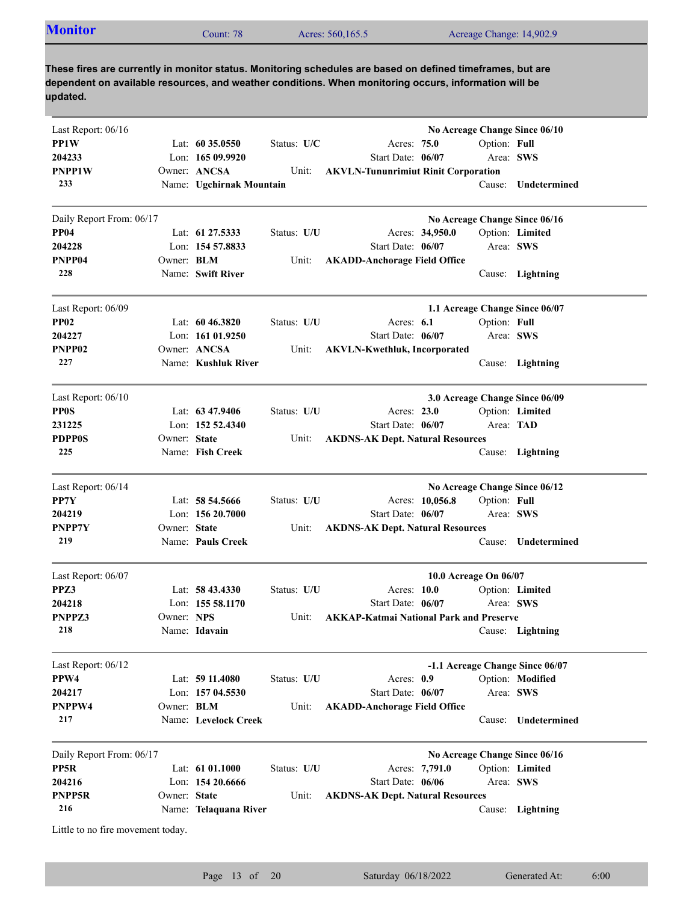## Monitor

Count: 78 | Acres: 560,165.5 | Acreage Change: 14,902.9

**These fires are currently in monitor status. Monitoring schedules are based on defined timeframes, but are dependent on available resources, and weather conditions. When monitoring occurs, information will be updated.**

---

Last Report: 06/16 — **No Acreage Change Since 06/10**

| | | | | |
|---|---|---|---|---|
| **PP1W** | Lat: **60 35.0550** | Status: **U/C** | Acres: **75.0** | Option: **Full** |
| **204233** | Lon: **165 09.9920** | | Start Date: **06/07** | Area: **SWS** |
| **PNPP1W** | Owner: **ANCSA** | Unit: **AKVLN-Tununrimiut Rinit Corporation** | | |
| **233** | Name: **Ugchirnak Mountain** | | | Cause: **Undetermined** |

---

Daily Report From: 06/17 — **No Acreage Change Since 06/16**

| | | | | |
|---|---|---|---|---|
| **PP04** | Lat: **61 27.5333** | Status: **U/U** | Acres: **34,950.0** | Option: **Limited** |
| **204228** | Lon: **154 57.8833** | | Start Date: **06/07** | Area: **SWS** |
| **PNPP04** | Owner: **BLM** | Unit: **AKADD-Anchorage Field Office** | | |
| **228** | Name: **Swift River** | | | Cause: **Lightning** |

---

Last Report: 06/09 — **1.1 Acreage Change Since 06/07**

| | | | | |
|---|---|---|---|---|
| **PP02** | Lat: **60 46.3820** | Status: **U/U** | Acres: **6.1** | Option: **Full** |
| **204227** | Lon: **161 01.9250** | | Start Date: **06/07** | Area: **SWS** |
| **PNPP02** | Owner: **ANCSA** | Unit: **AKVLN-Kwethluk, Incorporated** | | |
| **227** | Name: **Kushluk River** | | | Cause: **Lightning** |

---

Last Report: 06/10 — **3.0 Acreage Change Since 06/09**

| | | | | |
|---|---|---|---|---|
| **PP0S** | Lat: **63 47.9406** | Status: **U/U** | Acres: **23.0** | Option: **Limited** |
| **231225** | Lon: **152 52.4340** | | Start Date: **06/07** | Area: **TAD** |
| **PDPP0S** | Owner: **State** | Unit: **AKDNS-AK Dept. Natural Resources** | | |
| **225** | Name: **Fish Creek** | | | Cause: **Lightning** |

---

Last Report: 06/14 — **No Acreage Change Since 06/12**

| | | | | |
|---|---|---|---|---|
| **PP7Y** | Lat: **58 54.5666** | Status: **U/U** | Acres: **10,056.8** | Option: **Full** |
| **204219** | Lon: **156 20.7000** | | Start Date: **06/07** | Area: **SWS** |
| **PNPP7Y** | Owner: **State** | Unit: **AKDNS-AK Dept. Natural Resources** | | |
| **219** | Name: **Pauls Creek** | | | Cause: **Undetermined** |

---

Last Report: 06/07 — **10.0 Acreage On 06/07**

| | | | | |
|---|---|---|---|---|
| **PPZ3** | Lat: **58 43.4330** | Status: **U/U** | Acres: **10.0** | Option: **Limited** |
| **204218** | Lon: **155 58.1170** | | Start Date: **06/07** | Area: **SWS** |
| **PNPPZ3** | Owner: **NPS** | Unit: **AKKAP-Katmai National Park and Preserve** | | |
| **218** | Name: **Idavain** | | | Cause: **Lightning** |

---

Last Report: 06/12 — **-1.1 Acreage Change Since 06/07**

| | | | | |
|---|---|---|---|---|
| **PPW4** | Lat: **59 11.4080** | Status: **U/U** | Acres: **0.9** | Option: **Modified** |
| **204217** | Lon: **157 04.5530** | | Start Date: **06/07** | Area: **SWS** |
| **PNPPW4** | Owner: **BLM** | Unit: **AKADD-Anchorage Field Office** | | |
| **217** | Name: **Levelock Creek** | | | Cause: **Undetermined** |

---

Daily Report From: 06/17 — **No Acreage Change Since 06/16**

| | | | | |
|---|---|---|---|---|
| **PP5R** | Lat: **61 01.1000** | Status: **U/U** | Acres: **7,791.0** | Option: **Limited** |
| **204216** | Lon: **154 20.6666** | | Start Date: **06/06** | Area: **SWS** |
| **PNPP5R** | Owner: **State** | Unit: **AKDNS-AK Dept. Natural Resources** | | |
| **216** | Name: **Telaquana River** | | | Cause: **Lightning** |

Little to no fire movement today.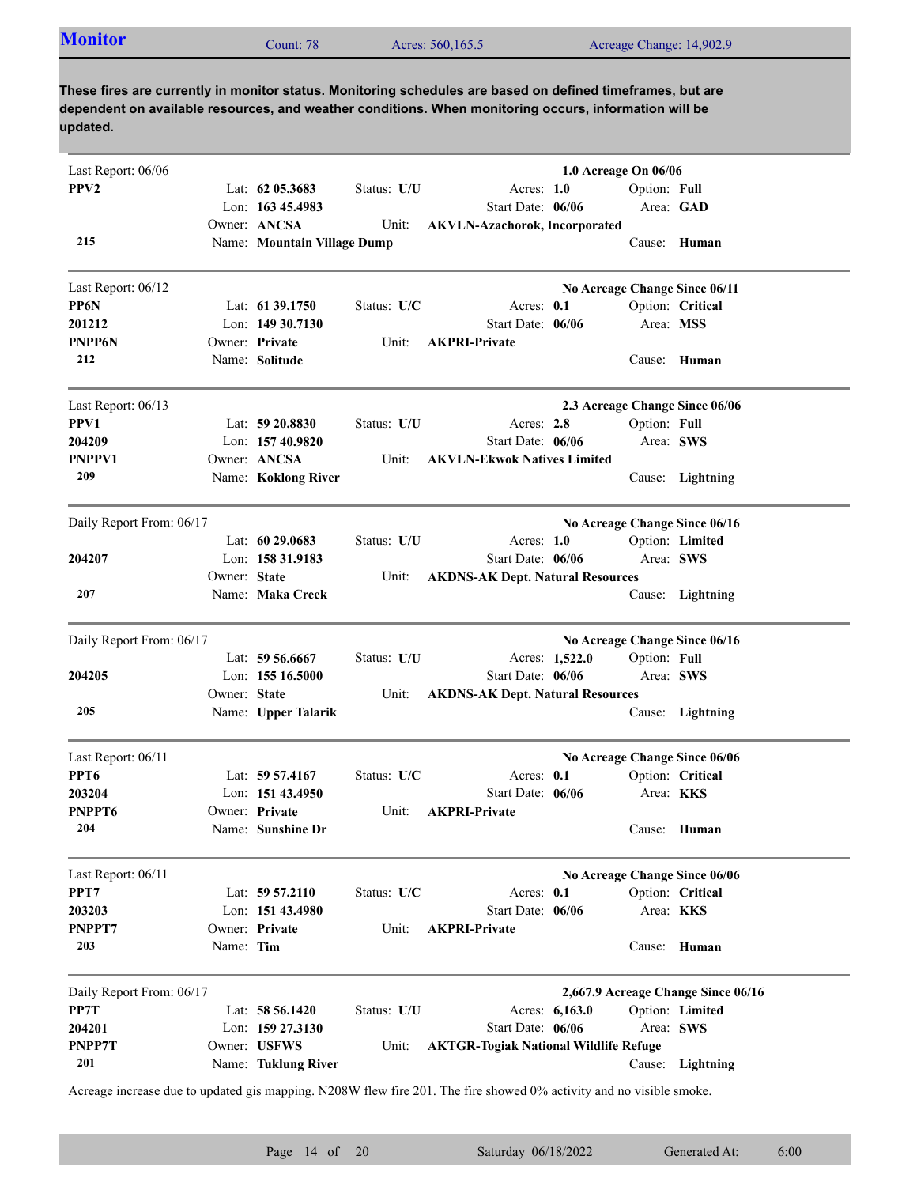## Monitor

Count: 78 | Acres: 560,165.5 | Acreage Change: 14,902.9

**These fires are currently in monitor status. Monitoring schedules are based on defined timeframes, but are dependent on available resources, and weather conditions. When monitoring occurs, information will be updated.**

---

Last Report: 06/06 — **1.0 Acreage On 06/06**

| | | | | |
|---|---|---|---|---|
| **PPV2** | Lat: **62 05.3683** | Status: **U/U** | Acres: **1.0** | Option: **Full** |
| | Lon: **163 45.4983** | | Start Date: **06/06** | Area: **GAD** |
| | Owner: **ANCSA** | Unit: | **AKVLN-Azachorok, Incorporated** | |
| **215** | Name: **Mountain Village Dump** | | | Cause: **Human** |

---

Last Report: 06/12 — **No Acreage Change Since 06/11**

| | | | | |
|---|---|---|---|---|
| **PP6N** | Lat: **61 39.1750** | Status: **U/C** | Acres: **0.1** | Option: **Critical** |
| **201212** | Lon: **149 30.7130** | | Start Date: **06/06** | Area: **MSS** |
| **PNPP6N** | Owner: **Private** | Unit: | **AKPRI-Private** | |
| **212** | Name: **Solitude** | | | Cause: **Human** |

---

Last Report: 06/13 — **2.3 Acreage Change Since 06/06**

| | | | | |
|---|---|---|---|---|
| **PPV1** | Lat: **59 20.8830** | Status: **U/U** | Acres: **2.8** | Option: **Full** |
| **204209** | Lon: **157 40.9820** | | Start Date: **06/06** | Area: **SWS** |
| **PNPPV1** | Owner: **ANCSA** | Unit: | **AKVLN-Ekwok Natives Limited** | |
| **209** | Name: **Koklong River** | | | Cause: **Lightning** |

---

Daily Report From: 06/17 — **No Acreage Change Since 06/16**

| | | | | |
|---|---|---|---|---|
| | Lat: **60 29.0683** | Status: **U/U** | Acres: **1.0** | Option: **Limited** |
| **204207** | Lon: **158 31.9183** | | Start Date: **06/06** | Area: **SWS** |
| | Owner: **State** | Unit: | **AKDNS-AK Dept. Natural Resources** | |
| **207** | Name: **Maka Creek** | | | Cause: **Lightning** |

---

Daily Report From: 06/17 — **No Acreage Change Since 06/16**

| | | | | |
|---|---|---|---|---|
| | Lat: **59 56.6667** | Status: **U/U** | Acres: **1,522.0** | Option: **Full** |
| **204205** | Lon: **155 16.5000** | | Start Date: **06/06** | Area: **SWS** |
| | Owner: **State** | Unit: | **AKDNS-AK Dept. Natural Resources** | |
| **205** | Name: **Upper Talarik** | | | Cause: **Lightning** |

---

Last Report: 06/11 — **No Acreage Change Since 06/06**

| | | | | |
|---|---|---|---|---|
| **PPT6** | Lat: **59 57.4167** | Status: **U/C** | Acres: **0.1** | Option: **Critical** |
| **203204** | Lon: **151 43.4950** | | Start Date: **06/06** | Area: **KKS** |
| **PNPPT6** | Owner: **Private** | Unit: | **AKPRI-Private** | |
| **204** | Name: **Sunshine Dr** | | | Cause: **Human** |

---

Last Report: 06/11 — **No Acreage Change Since 06/06**

| | | | | |
|---|---|---|---|---|
| **PPT7** | Lat: **59 57.2110** | Status: **U/C** | Acres: **0.1** | Option: **Critical** |
| **203203** | Lon: **151 43.4980** | | Start Date: **06/06** | Area: **KKS** |
| **PNPPT7** | Owner: **Private** | Unit: | **AKPRI-Private** | |
| **203** | Name: **Tim** | | | Cause: **Human** |

---

Daily Report From: 06/17 — **2,667.9 Acreage Change Since 06/16**

| | | | | |
|---|---|---|---|---|
| **PP7T** | Lat: **58 56.1420** | Status: **U/U** | Acres: **6,163.0** | Option: **Limited** |
| **204201** | Lon: **159 27.3130** | | Start Date: **06/06** | Area: **SWS** |
| **PNPP7T** | Owner: **USFWS** | Unit: | **AKTGR-Togiak National Wildlife Refuge** | |
| **201** | Name: **Tuklung River** | | | Cause: **Lightning** |

Acreage increase due to updated gis mapping. N208W flew fire 201. The fire showed 0% activity and no visible smoke.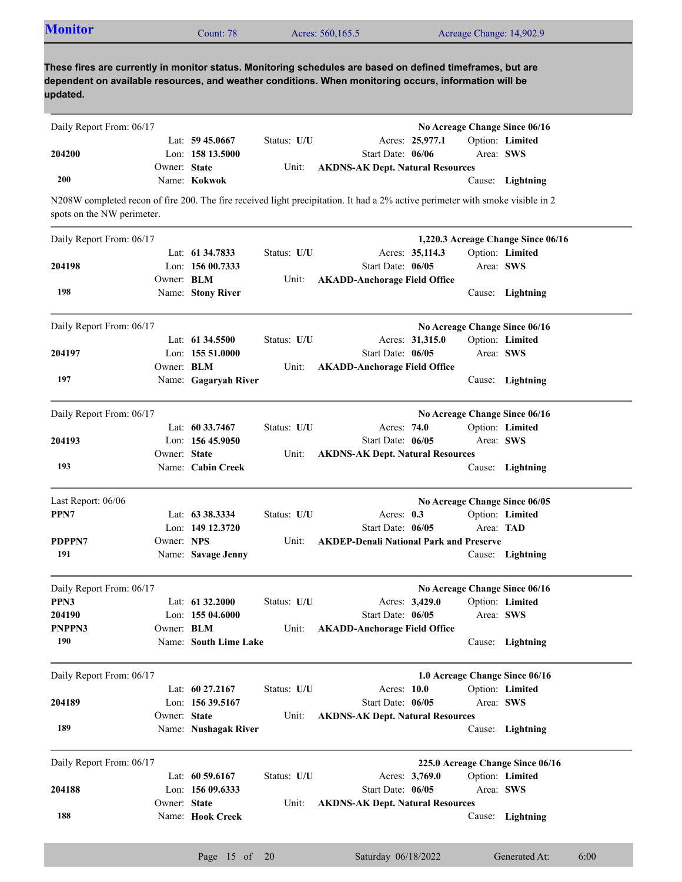## Monitor

Count: 78 | Acres: 560,165.5 | Acreage Change: 14,902.9

**These fires are currently in monitor status. Monitoring schedules are based on defined timeframes, but are dependent on available resources, and weather conditions. When monitoring occurs, information will be updated.**

---

Daily Report From: 06/17 — **No Acreage Change Since 06/16**

| | | | |
|---|---|---|---|
| | Lat: **59 45.0667** | Status: **U/U** | Acres: **25,977.1** | Option: **Limited** |
| **204200** | Lon: **158 13.5000** | | Start Date: **06/06** | Area: **SWS** |
| | Owner: **State** | Unit: **AKDNS-AK Dept. Natural Resources** | | |
| **200** | Name: **Kokwok** | | | Cause: **Lightning** |

N208W completed recon of fire 200. The fire received light precipitation. It had a 2% active perimeter with smoke visible in 2 spots on the NW perimeter.

---

Daily Report From: 06/17 — **1,220.3 Acreage Change Since 06/16**

| | | | | |
|---|---|---|---|---|
| | Lat: **61 34.7833** | Status: **U/U** | Acres: **35,114.3** | Option: **Limited** |
| **204198** | Lon: **156 00.7333** | | Start Date: **06/05** | Area: **SWS** |
| | Owner: **BLM** | Unit: **AKADD-Anchorage Field Office** | | |
| **198** | Name: **Stony River** | | | Cause: **Lightning** |

---

Daily Report From: 06/17 — **No Acreage Change Since 06/16**

| | | | | |
|---|---|---|---|---|
| | Lat: **61 34.5500** | Status: **U/U** | Acres: **31,315.0** | Option: **Limited** |
| **204197** | Lon: **155 51.0000** | | Start Date: **06/05** | Area: **SWS** |
| | Owner: **BLM** | Unit: **AKADD-Anchorage Field Office** | | |
| **197** | Name: **Gagaryah River** | | | Cause: **Lightning** |

---

Daily Report From: 06/17 — **No Acreage Change Since 06/16**

| | | | | |
|---|---|---|---|---|
| | Lat: **60 33.7467** | Status: **U/U** | Acres: **74.0** | Option: **Limited** |
| **204193** | Lon: **156 45.9050** | | Start Date: **06/05** | Area: **SWS** |
| | Owner: **State** | Unit: **AKDNS-AK Dept. Natural Resources** | | |
| **193** | Name: **Cabin Creek** | | | Cause: **Lightning** |

---

Last Report: 06/06 — **No Acreage Change Since 06/05**

| | | | | |
|---|---|---|---|---|
| **PPN7** | Lat: **63 38.3334** | Status: **U/U** | Acres: **0.3** | Option: **Limited** |
| | Lon: **149 12.3720** | | Start Date: **06/05** | Area: **TAD** |
| **PDPPN7** | Owner: **NPS** | Unit: **AKDEP-Denali National Park and Preserve** | | |
| **191** | Name: **Savage Jenny** | | | Cause: **Lightning** |

---

Daily Report From: 06/17 — **No Acreage Change Since 06/16**

| | | | | |
|---|---|---|---|---|
| **PPN3** | Lat: **61 32.2000** | Status: **U/U** | Acres: **3,429.0** | Option: **Limited** |
| **204190** | Lon: **155 04.6000** | | Start Date: **06/05** | Area: **SWS** |
| **PNPPN3** | Owner: **BLM** | Unit: **AKADD-Anchorage Field Office** | | |
| **190** | Name: **South Lime Lake** | | | Cause: **Lightning** |

---

Daily Report From: 06/17 — **1.0 Acreage Change Since 06/16**

| | | | | |
|---|---|---|---|---|
| | Lat: **60 27.2167** | Status: **U/U** | Acres: **10.0** | Option: **Limited** |
| **204189** | Lon: **156 39.5167** | | Start Date: **06/05** | Area: **SWS** |
| | Owner: **State** | Unit: **AKDNS-AK Dept. Natural Resources** | | |
| **189** | Name: **Nushagak River** | | | Cause: **Lightning** |

---

Daily Report From: 06/17 — **225.0 Acreage Change Since 06/16**

| | | | | |
|---|---|---|---|---|
| | Lat: **60 59.6167** | Status: **U/U** | Acres: **3,769.0** | Option: **Limited** |
| **204188** | Lon: **156 09.6333** | | Start Date: **06/05** | Area: **SWS** |
| | Owner: **State** | Unit: **AKDNS-AK Dept. Natural Resources** | | |
| **188** | Name: **Hook Creek** | | | Cause: **Lightning** |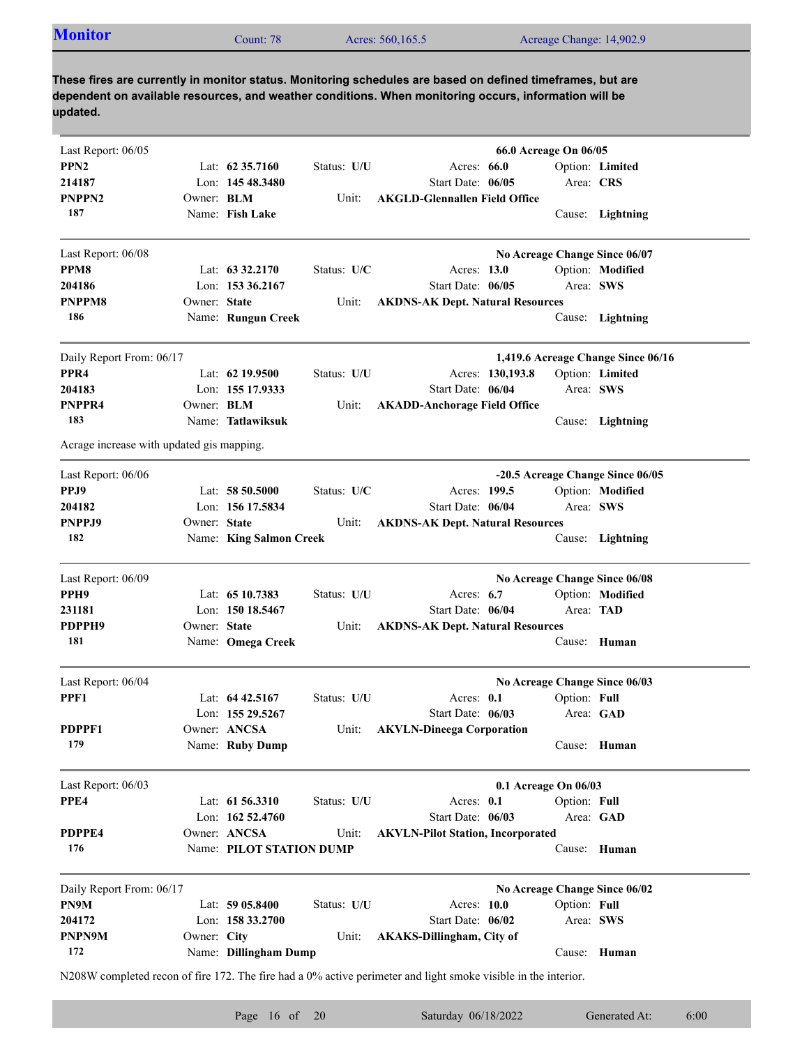## Monitor

Count: 78 | Acres: 560,165.5 | Acreage Change: 14,902.9

**These fires are currently in monitor status. Monitoring schedules are based on defined timeframes, but are dependent on available resources, and weather conditions. When monitoring occurs, information will be updated.**

---

Last Report: 06/05 — **66.0 Acreage On 06/05**

| | | | |
|---|---|---|---|
| **PPN2** | Lat: **62 35.7160** | Status: **U/U** | Acres: **66.0** | Option: **Limited** |
| **214187** | Lon: **145 48.3480** | | Start Date: **06/05** | Area: **CRS** |
| **PNPPN2** | Owner: **BLM** | Unit: **AKGLD-Glennallen Field Office** | | |
| **187** | Name: **Fish Lake** | | | Cause: **Lightning** |

---

Last Report: 06/08 — **No Acreage Change Since 06/07**

| | | | |
|---|---|---|---|
| **PPM8** | Lat: **63 32.2170** | Status: **U/C** | Acres: **13.0** | Option: **Modified** |
| **204186** | Lon: **153 36.2167** | | Start Date: **06/05** | Area: **SWS** |
| **PNPPM8** | Owner: **State** | Unit: **AKDNS-AK Dept. Natural Resources** | | |
| **186** | Name: **Rungun Creek** | | | Cause: **Lightning** |

---

Daily Report From: 06/17 — **1,419.6 Acreage Change Since 06/16**

| | | | |
|---|---|---|---|
| **PPR4** | Lat: **62 19.9500** | Status: **U/U** | Acres: **130,193.8** | Option: **Limited** |
| **204183** | Lon: **155 17.9333** | | Start Date: **06/04** | Area: **SWS** |
| **PNPPR4** | Owner: **BLM** | Unit: **AKADD-Anchorage Field Office** | | |
| **183** | Name: **Tatlawiksuk** | | | Cause: **Lightning** |

Acrage increase with updated gis mapping.

---

Last Report: 06/06 — **-20.5 Acreage Change Since 06/05**

| | | | |
|---|---|---|---|
| **PPJ9** | Lat: **58 50.5000** | Status: **U/C** | Acres: **199.5** | Option: **Modified** |
| **204182** | Lon: **156 17.5834** | | Start Date: **06/04** | Area: **SWS** |
| **PNPPJ9** | Owner: **State** | Unit: **AKDNS-AK Dept. Natural Resources** | | |
| **182** | Name: **King Salmon Creek** | | | Cause: **Lightning** |

---

Last Report: 06/09 — **No Acreage Change Since 06/08**

| | | | |
|---|---|---|---|
| **PPH9** | Lat: **65 10.7383** | Status: **U/U** | Acres: **6.7** | Option: **Modified** |
| **231181** | Lon: **150 18.5467** | | Start Date: **06/04** | Area: **TAD** |
| **PDPPH9** | Owner: **State** | Unit: **AKDNS-AK Dept. Natural Resources** | | |
| **181** | Name: **Omega Creek** | | | Cause: **Human** |

---

Last Report: 06/04 — **No Acreage Change Since 06/03**

| | | | |
|---|---|---|---|
| **PPF1** | Lat: **64 42.5167** | Status: **U/U** | Acres: **0.1** | Option: **Full** |
| | Lon: **155 29.5267** | | Start Date: **06/03** | Area: **GAD** |
| **PDPPF1** | Owner: **ANCSA** | Unit: **AKVLN-Dineega Corporation** | | |
| **179** | Name: **Ruby Dump** | | | Cause: **Human** |

---

Last Report: 06/03 — **0.1 Acreage On 06/03**

| | | | |
|---|---|---|---|
| **PPE4** | Lat: **61 56.3310** | Status: **U/U** | Acres: **0.1** | Option: **Full** |
| | Lon: **162 52.4760** | | Start Date: **06/03** | Area: **GAD** |
| **PDPPE4** | Owner: **ANCSA** | Unit: **AKVLN-Pilot Station, Incorporated** | | |
| **176** | Name: **PILOT STATION DUMP** | | | Cause: **Human** |

---

Daily Report From: 06/17 — **No Acreage Change Since 06/02**

| | | | |
|---|---|---|---|
| **PN9M** | Lat: **59 05.8400** | Status: **U/U** | Acres: **10.0** | Option: **Full** |
| **204172** | Lon: **158 33.2700** | | Start Date: **06/02** | Area: **SWS** |
| **PNPN9M** | Owner: **City** | Unit: **AKAKS-Dillingham, City of** | | |
| **172** | Name: **Dillingham Dump** | | | Cause: **Human** |

N208W completed recon of fire 172. The fire had a 0% active perimeter and light smoke visible in the interior.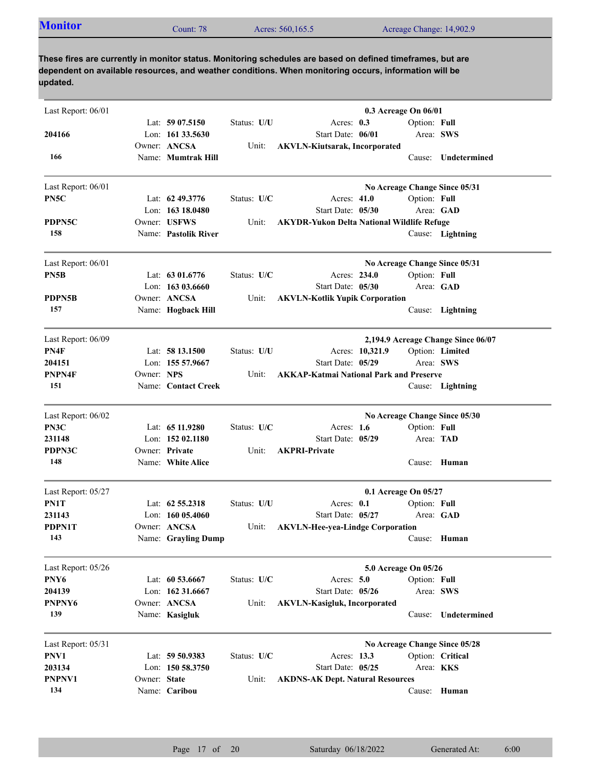## Monitor

Count: 78 | Acres: 560,165.5 | Acreage Change: 14,902.9

**These fires are currently in monitor status. Monitoring schedules are based on defined timeframes, but are dependent on available resources, and weather conditions. When monitoring occurs, information will be updated.**

---

Last Report: 06/01 — **0.3 Acreage On 06/01**

| | | | |
|---|---|---|---|
| | Lat: **59 07.5150** | Status: **U/U** | Acres: **0.3** | Option: **Full** |
| **204166** | Lon: **161 33.5630** | | Start Date: **06/01** | Area: **SWS** |
| | Owner: **ANCSA** | Unit: **AKVLN-Kiutsarak, Incorporated** | | |
| **166** | Name: **Mumtrak Hill** | | | Cause: **Undetermined** |

---

Last Report: 06/01 — **No Acreage Change Since 05/31**

| | | | | |
|---|---|---|---|---|
| **PN5C** | Lat: **62 49.3776** | Status: **U/C** | Acres: **41.0** | Option: **Full** |
| | Lon: **163 18.0480** | | Start Date: **05/30** | Area: **GAD** |
| **PDPN5C** | Owner: **USFWS** | Unit: **AKYDR-Yukon Delta National Wildlife Refuge** | | |
| **158** | Name: **Pastolik River** | | | Cause: **Lightning** |

---

Last Report: 06/01 — **No Acreage Change Since 05/31**

| | | | | |
|---|---|---|---|---|
| **PN5B** | Lat: **63 01.6776** | Status: **U/C** | Acres: **234.0** | Option: **Full** |
| | Lon: **163 03.6660** | | Start Date: **05/30** | Area: **GAD** |
| **PDPN5B** | Owner: **ANCSA** | Unit: **AKVLN-Kotlik Yupik Corporation** | | |
| **157** | Name: **Hogback Hill** | | | Cause: **Lightning** |

---

Last Report: 06/09 — **2,194.9 Acreage Change Since 06/07**

| | | | | |
|---|---|---|---|---|
| **PN4F** | Lat: **58 13.1500** | Status: **U/U** | Acres: **10,321.9** | Option: **Limited** |
| **204151** | Lon: **155 57.9667** | | Start Date: **05/29** | Area: **SWS** |
| **PNPN4F** | Owner: **NPS** | Unit: **AKKAP-Katmai National Park and Preserve** | | |
| **151** | Name: **Contact Creek** | | | Cause: **Lightning** |

---

Last Report: 06/02 — **No Acreage Change Since 05/30**

| | | | | |
|---|---|---|---|---|
| **PN3C** | Lat: **65 11.9280** | Status: **U/C** | Acres: **1.6** | Option: **Full** |
| **231148** | Lon: **152 02.1180** | | Start Date: **05/29** | Area: **TAD** |
| **PDPN3C** | Owner: **Private** | Unit: **AKPRI-Private** | | |
| **148** | Name: **White Alice** | | | Cause: **Human** |

---

Last Report: 05/27 — **0.1 Acreage On 05/27**

| | | | | |
|---|---|---|---|---|
| **PN1T** | Lat: **62 55.2318** | Status: **U/U** | Acres: **0.1** | Option: **Full** |
| **231143** | Lon: **160 05.4060** | | Start Date: **05/27** | Area: **GAD** |
| **PDPN1T** | Owner: **ANCSA** | Unit: **AKVLN-Hee-yea-Lindge Corporation** | | |
| **143** | Name: **Grayling Dump** | | | Cause: **Human** |

---

Last Report: 05/26 — **5.0 Acreage On 05/26**

| | | | | |
|---|---|---|---|---|
| **PNY6** | Lat: **60 53.6667** | Status: **U/C** | Acres: **5.0** | Option: **Full** |
| **204139** | Lon: **162 31.6667** | | Start Date: **05/26** | Area: **SWS** |
| **PNPNY6** | Owner: **ANCSA** | Unit: **AKVLN-Kasigluk, Incorporated** | | |
| **139** | Name: **Kasigluk** | | | Cause: **Undetermined** |

---

Last Report: 05/31 — **No Acreage Change Since 05/28**

| | | | | |
|---|---|---|---|---|
| **PNV1** | Lat: **59 50.9383** | Status: **U/C** | Acres: **13.3** | Option: **Critical** |
| **203134** | Lon: **150 58.3750** | | Start Date: **05/25** | Area: **KKS** |
| **PNPNV1** | Owner: **State** | Unit: **AKDNS-AK Dept. Natural Resources** | | |
| **134** | Name: **Caribou** | | | Cause: **Human** |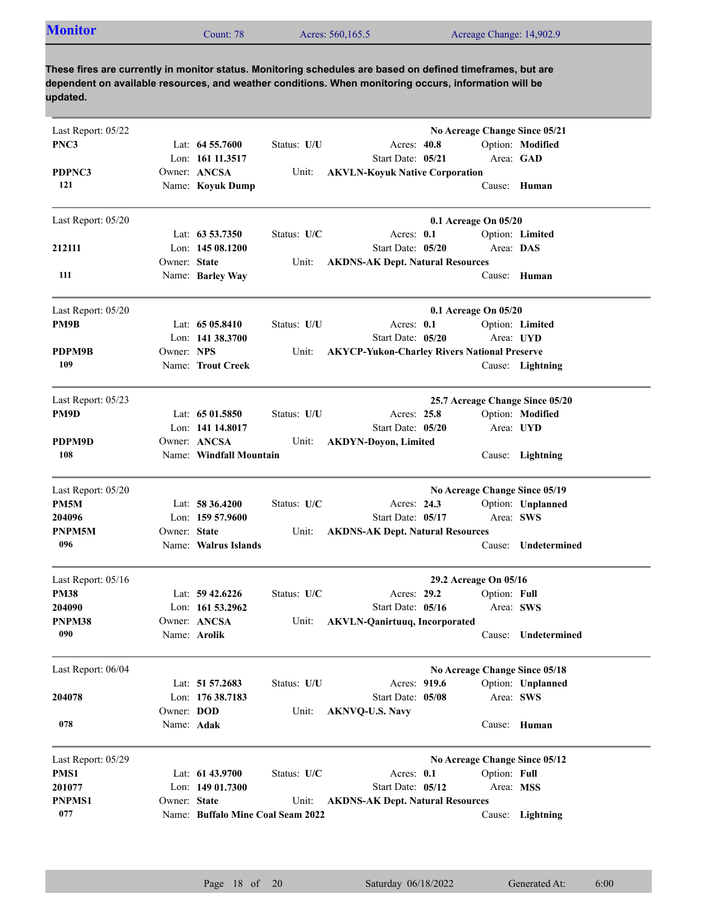## Monitor

Count: 78 | Acres: 560,165.5 | Acreage Change: 14,902.9

**These fires are currently in monitor status. Monitoring schedules are based on defined timeframes, but are dependent on available resources, and weather conditions. When monitoring occurs, information will be updated.**

---

Last Report: 05/22 — **No Acreage Change Since 05/21**

**PNC3**
**PDPNC3**
**121**

Lat: **64 55.7600** | Lon: **161 11.3517** | Owner: **ANCSA** | Name: **Koyuk Dump**
Status: **U/U** | Acres: **40.8** | Start Date: **05/21** | Unit: **AKVLN-Koyuk Native Corporation**
Option: **Modified** | Area: **GAD** | Cause: **Human**

---

Last Report: 05/20 — **0.1 Acreage On 05/20**

**212111**
**111**

Lat: **63 53.7350** | Lon: **145 08.1200** | Owner: **State** | Name: **Barley Way**
Status: **U/C** | Acres: **0.1** | Start Date: **05/20** | Unit: **AKDNS-AK Dept. Natural Resources**
Option: **Limited** | Area: **DAS** | Cause: **Human**

---

Last Report: 05/20 — **0.1 Acreage On 05/20**

**PM9B**
**PDPM9B**
**109**

Lat: **65 05.8410** | Lon: **141 38.3700** | Owner: **NPS** | Name: **Trout Creek**
Status: **U/U** | Acres: **0.1** | Start Date: **05/20** | Unit: **AKYCP-Yukon-Charley Rivers National Preserve**
Option: **Limited** | Area: **UYD** | Cause: **Lightning**

---

Last Report: 05/23 — **25.7 Acreage Change Since 05/20**

**PM9D**
**PDPM9D**
**108**

Lat: **65 01.5850** | Lon: **141 14.8017** | Owner: **ANCSA** | Name: **Windfall Mountain**
Status: **U/U** | Acres: **25.8** | Start Date: **05/20** | Unit: **AKDYN-Doyon, Limited**
Option: **Modified** | Area: **UYD** | Cause: **Lightning**

---

Last Report: 05/20 — **No Acreage Change Since 05/19**

**PM5M**
**204096**
**PNPM5M**
**096**

Lat: **58 36.4200** | Lon: **159 57.9600** | Owner: **State** | Name: **Walrus Islands**
Status: **U/C** | Acres: **24.3** | Start Date: **05/17** | Unit: **AKDNS-AK Dept. Natural Resources**
Option: **Unplanned** | Area: **SWS** | Cause: **Undetermined**

---

Last Report: 05/16 — **29.2 Acreage On 05/16**

**PM38**
**204090**
**PNPM38**
**090**

Lat: **59 42.6226** | Lon: **161 53.2962** | Owner: **ANCSA** | Name: **Arolik**
Status: **U/C** | Acres: **29.2** | Start Date: **05/16** | Unit: **AKVLN-Qanirtuuq, Incorporated**
Option: **Full** | Area: **SWS** | Cause: **Undetermined**

---

Last Report: 06/04 — **No Acreage Change Since 05/18**

**204078**
**078**

Lat: **51 57.2683** | Lon: **176 38.7183** | Owner: **DOD** | Name: **Adak**
Status: **U/U** | Acres: **919.6** | Start Date: **05/08** | Unit: **AKNVQ-U.S. Navy**
Option: **Unplanned** | Area: **SWS** | Cause: **Human**

---

Last Report: 05/29 — **No Acreage Change Since 05/12**

**PMS1**
**201077**
**PNPMS1**
**077**

Lat: **61 43.9700** | Lon: **149 01.7300** | Owner: **State** | Name: **Buffalo Mine Coal Seam 2022**
Status: **U/C** | Acres: **0.1** | Start Date: **05/12** | Unit: **AKDNS-AK Dept. Natural Resources**
Option: **Full** | Area: **MSS** | Cause: **Lightning**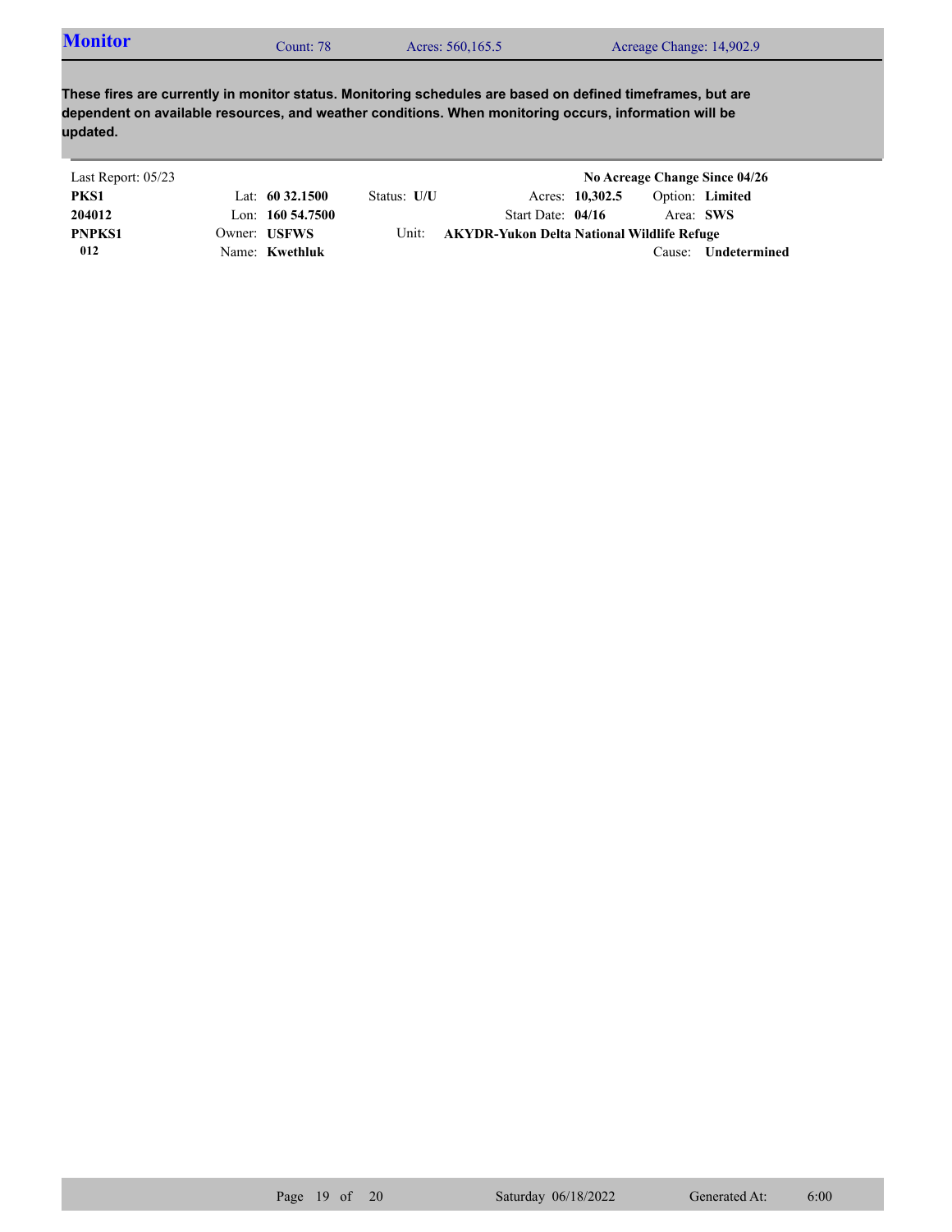## Monitor

Count: 78 | Acres: 560,165.5 | Acreage Change: 14,902.9

**These fires are currently in monitor status. Monitoring schedules are based on defined timeframes, but are dependent on available resources, and weather conditions. When monitoring occurs, information will be updated.**

Last Report: 05/23 | **No Acreage Change Since 04/26**

| | | | | |
|---|---|---|---|---|
| **PKS1** | Lat: **60 32.1500** | Status: **U/U** | Acres: **10,302.5** | Option: **Limited** |
| **204012** | Lon: **160 54.7500** | | Start Date: **04/16** | Area: **SWS** |
| **PNPKS1** | Owner: **USFWS** | Unit: | **AKYDR-Yukon Delta National Wildlife Refuge** | |
| **012** | Name: **Kwethluk** | | | Cause: **Undetermined** |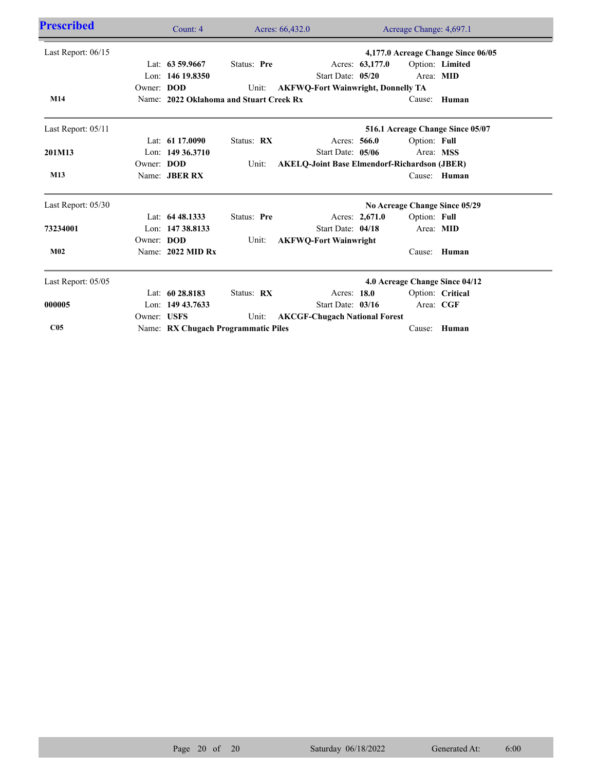## Prescribed

Count: 4 | Acres: 66,432.0 | Acreage Change: 4,697.1

---

Last Report: 06/15 | **4,177.0 Acreage Change Since 06/05**

Lat: **63 59.9667** | Status: **Pre** | Acres: **63,177.0** | Option: **Limited**
Lon: **146 19.8350** | Start Date: **05/20** | Area: **MID**
Owner: **DOD** | Unit: **AKFWQ-Fort Wainwright, Donnelly TA**
**M14** | Name: **2022 Oklahoma and Stuart Creek Rx** | Cause: **Human**

---

Last Report: 05/11 | **516.1 Acreage Change Since 05/07**

Lat: **61 17.0090** | Status: **RX** | Acres: **566.0** | Option: **Full**
**201M13** | Lon: **149 36.3710** | Start Date: **05/06** | Area: **MSS**
Owner: **DOD** | Unit: **AKELQ-Joint Base Elmendorf-Richardson (JBER)**
**M13** | Name: **JBER RX** | Cause: **Human**

---

Last Report: 05/30 | **No Acreage Change Since 05/29**

Lat: **64 48.1333** | Status: **Pre** | Acres: **2,671.0** | Option: **Full**
**73234001** | Lon: **147 38.8133** | Start Date: **04/18** | Area: **MID**
Owner: **DOD** | Unit: **AKFWQ-Fort Wainwright**
**M02** | Name: **2022 MID Rx** | Cause: **Human**

---

Last Report: 05/05 | **4.0 Acreage Change Since 04/12**

Lat: **60 28.8183** | Status: **RX** | Acres: **18.0** | Option: **Critical**
**000005** | Lon: **149 43.7633** | Start Date: **03/16** | Area: **CGF**
Owner: **USFS** | Unit: **AKCGF-Chugach National Forest**
**C05** | Name: **RX Chugach Programmatic Piles** | Cause: **Human**